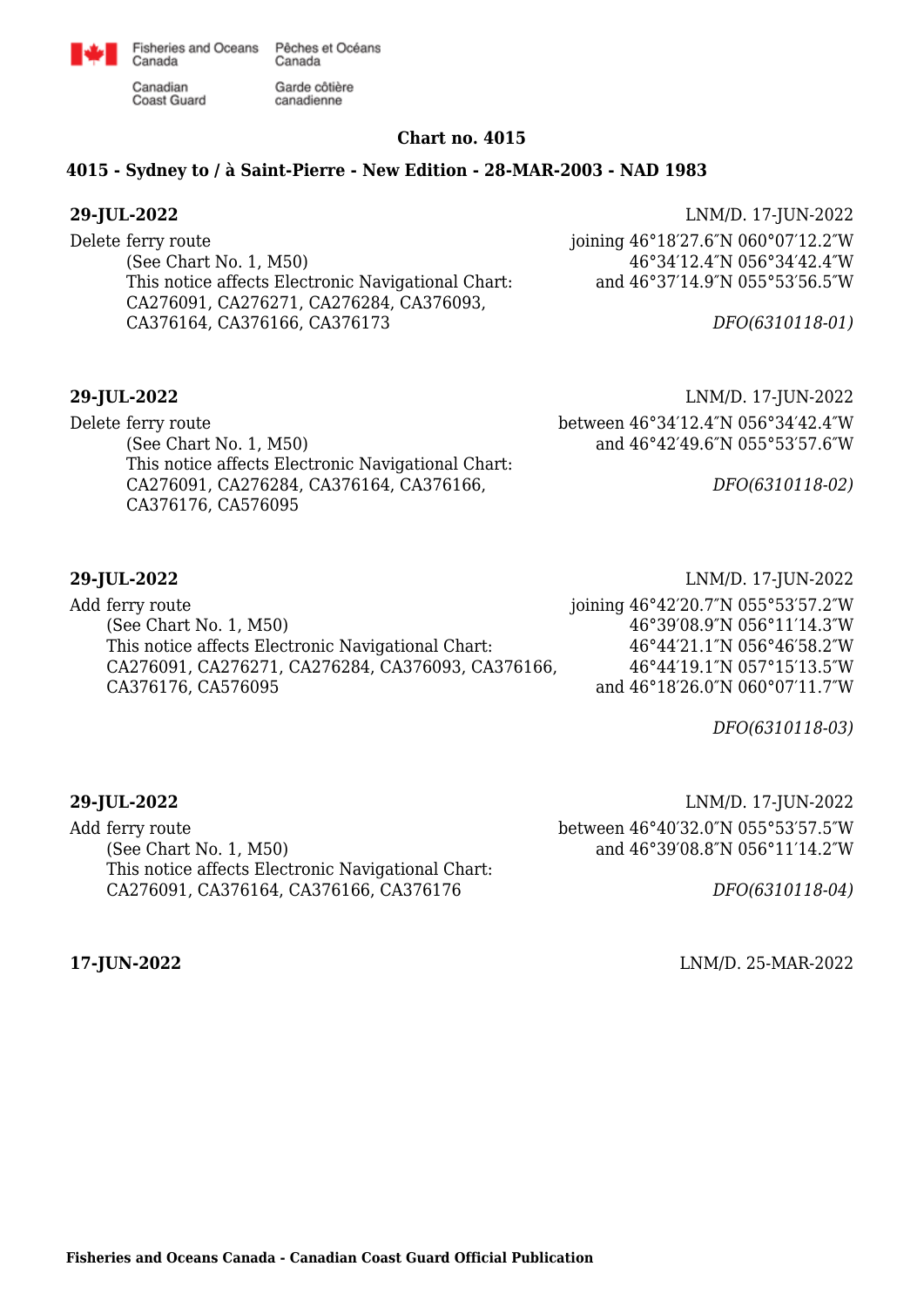Fisheries and Oceans Canada / Pêches et Océans Canada
Canadian Coast Guard / Garde côtière canadienne

# Chart no. 4015

## 4015 - Sydney to / à Saint-Pierre - New Edition - 28-MAR-2003 - NAD 1983

**29-JUL-2022** LNM/D. 17-JUN-2022

Delete ferry route joining 46°18′27.6″N 060°07′12.2″W
46°34′12.4″N 056°34′42.4″W
and 46°37′14.9″N 055°53′56.5″W

(See Chart No. 1, M50)
This notice affects Electronic Navigational Chart:
CA276091, CA276271, CA276284, CA376093,
CA376164, CA376166, CA376173

*DFO(6310118-01)*

**29-JUL-2022** LNM/D. 17-JUN-2022

Delete ferry route between 46°34′12.4″N 056°34′42.4″W
and 46°42′49.6″N 055°53′57.6″W

(See Chart No. 1, M50)
This notice affects Electronic Navigational Chart:
CA276091, CA276284, CA376164, CA376166,
CA376176, CA576095

*DFO(6310118-02)*

**29-JUL-2022** LNM/D. 17-JUN-2022

Add ferry route joining 46°42′20.7″N 055°53′57.2″W
46°39′08.9″N 056°11′14.3″W
46°44′21.1″N 056°46′58.2″W
46°44′19.1″N 057°15′13.5″W
and 46°18′26.0″N 060°07′11.7″W

(See Chart No. 1, M50)
This notice affects Electronic Navigational Chart:
CA276091, CA276271, CA276284, CA376093, CA376166,
CA376176, CA576095

*DFO(6310118-03)*

**29-JUL-2022** LNM/D. 17-JUN-2022

Add ferry route between 46°40′32.0″N 055°53′57.5″W
and 46°39′08.8″N 056°11′14.2″W

(See Chart No. 1, M50)
This notice affects Electronic Navigational Chart:
CA276091, CA376164, CA376166, CA376176

*DFO(6310118-04)*

**17-JUN-2022** LNM/D. 25-MAR-2022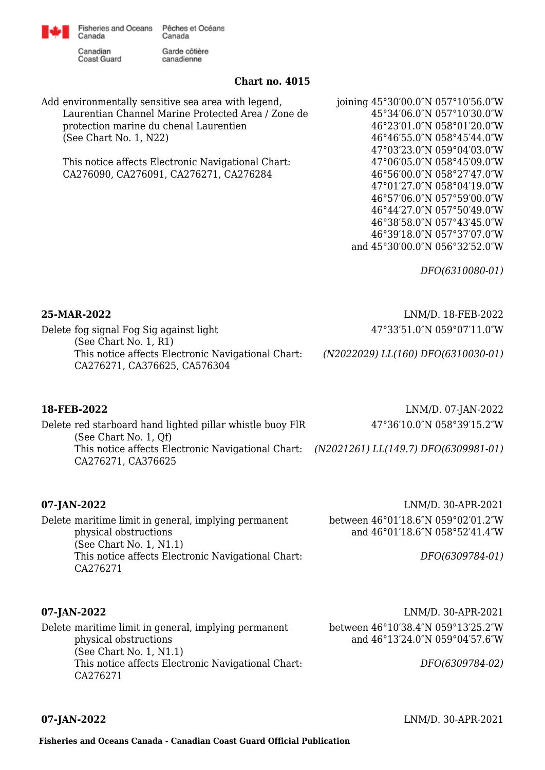## Chart no. 4015

Add environmentally sensitive sea area with legend, Laurentian Channel Marine Protected Area / Zone de protection marine du chenal Laurentien
(See Chart No. 1, N22)

This notice affects Electronic Navigational Chart: CA276090, CA276091, CA276271, CA276284

joining 45°30′00.0″N 057°10′56.0″W
45°34′06.0″N 057°10′30.0″W
46°23′01.0″N 058°01′20.0″W
46°46′55.0″N 058°45′44.0″W
47°03′23.0″N 059°04′03.0″W
47°06′05.0″N 058°45′09.0″W
46°56′00.0″N 058°27′47.0″W
47°01′27.0″N 058°04′19.0″W
46°57′06.0″N 057°59′00.0″W
46°44′27.0″N 057°50′49.0″W
46°38′58.0″N 057°43′45.0″W
46°39′18.0″N 057°37′07.0″W
and 45°30′00.0″N 056°32′52.0″W

*DFO(6310080-01)*

**25-MAR-2022** — LNM/D. 18-FEB-2022

Delete fog signal Fog Sig against light — 47°33′51.0″N 059°07′11.0″W
(See Chart No. 1, R1)
This notice affects Electronic Navigational Chart: CA276271, CA376625, CA576304

*(N2022029) LL(160) DFO(6310030-01)*

**18-FEB-2022** — LNM/D. 07-JAN-2022

Delete red starboard hand lighted pillar whistle buoy FlR — 47°36′10.0″N 058°39′15.2″W
(See Chart No. 1, Qf)
This notice affects Electronic Navigational Chart: CA276271, CA376625

*(N2021261) LL(149.7) DFO(6309981-01)*

**07-JAN-2022** — LNM/D. 30-APR-2021

Delete maritime limit in general, implying permanent physical obstructions — between 46°01′18.6″N 059°02′01.2″W and 46°01′18.6″N 058°52′41.4″W
(See Chart No. 1, N1.1)
This notice affects Electronic Navigational Chart: CA276271

*DFO(6309784-01)*

**07-JAN-2022** — LNM/D. 30-APR-2021

Delete maritime limit in general, implying permanent physical obstructions — between 46°10′38.4″N 059°13′25.2″W and 46°13′24.0″N 059°04′57.6″W
(See Chart No. 1, N1.1)
This notice affects Electronic Navigational Chart: CA276271

*DFO(6309784-02)*

**07-JAN-2022** — LNM/D. 30-APR-2021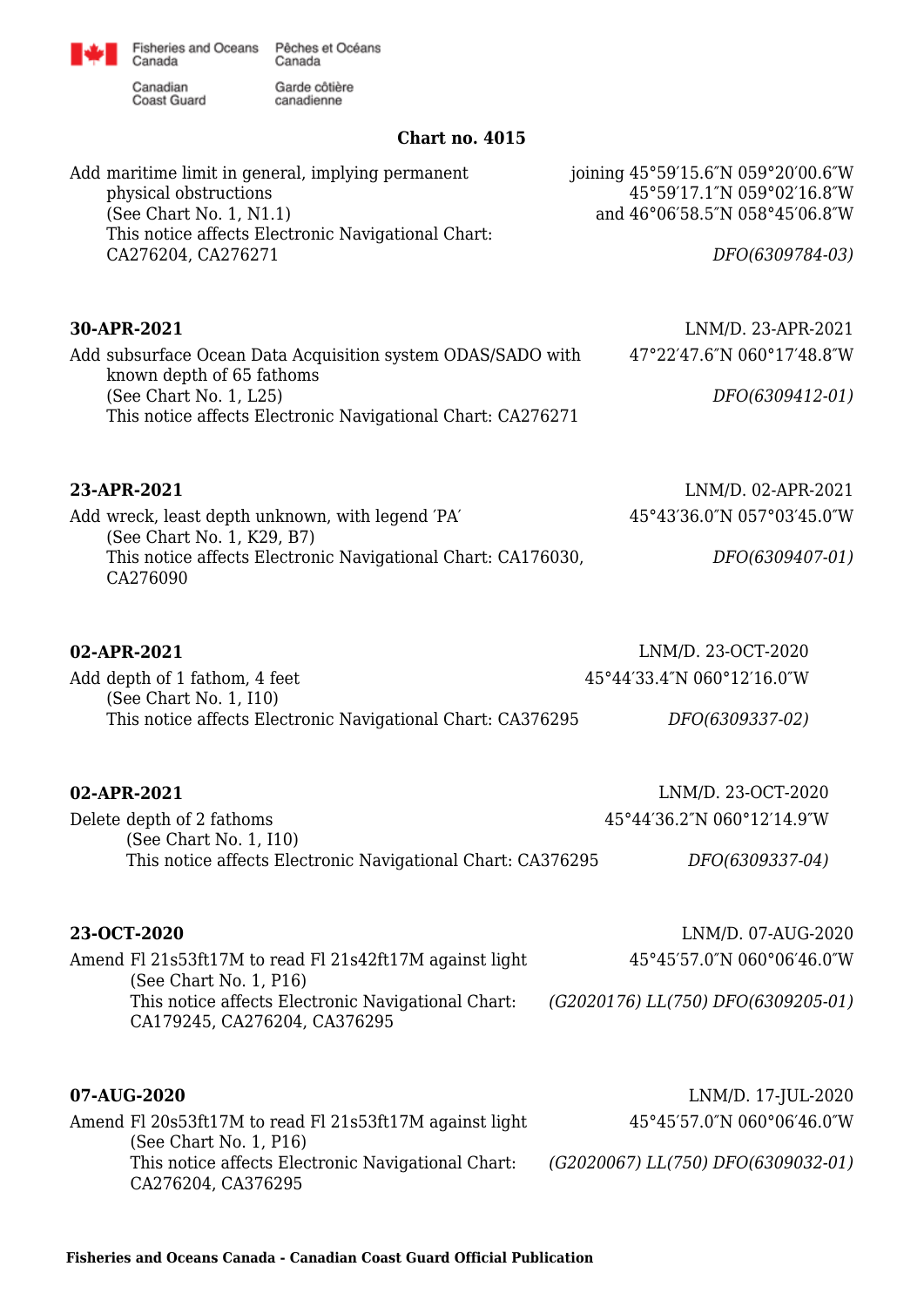## Chart no. 4015

Add maritime limit in general, implying permanent physical obstructions
(See Chart No. 1, N1.1)
This notice affects Electronic Navigational Chart: CA276204, CA276271

joining 45°59′15.6″N 059°20′00.6″W
45°59′17.1″N 059°02′16.8″W
and 46°06′58.5″N 058°45′06.8″W

*DFO(6309784-03)*

**30-APR-2021** LNM/D. 23-APR-2021

Add subsurface Ocean Data Acquisition system ODAS/SADO with known depth of 65 fathoms
(See Chart No. 1, L25)
This notice affects Electronic Navigational Chart: CA276271

47°22′47.6″N 060°17′48.8″W

*DFO(6309412-01)*

**23-APR-2021** LNM/D. 02-APR-2021

Add wreck, least depth unknown, with legend ′PA′
(See Chart No. 1, K29, B7)
This notice affects Electronic Navigational Chart: CA176030, CA276090

45°43′36.0″N 057°03′45.0″W

*DFO(6309407-01)*

**02-APR-2021** LNM/D. 23-OCT-2020

Add depth of 1 fathom, 4 feet
(See Chart No. 1, I10)
This notice affects Electronic Navigational Chart: CA376295

45°44′33.4″N 060°12′16.0″W

*DFO(6309337-02)*

**02-APR-2021** LNM/D. 23-OCT-2020

Delete depth of 2 fathoms
(See Chart No. 1, I10)
This notice affects Electronic Navigational Chart: CA376295

45°44′36.2″N 060°12′14.9″W

*DFO(6309337-04)*

**23-OCT-2020** LNM/D. 07-AUG-2020

Amend Fl 21s53ft17M to read Fl 21s42ft17M against light
(See Chart No. 1, P16)
This notice affects Electronic Navigational Chart: CA179245, CA276204, CA376295

45°45′57.0″N 060°06′46.0″W

*(G2020176) LL(750) DFO(6309205-01)*

**07-AUG-2020** LNM/D. 17-JUL-2020

Amend Fl 20s53ft17M to read Fl 21s53ft17M against light
(See Chart No. 1, P16)
This notice affects Electronic Navigational Chart: CA276204, CA376295

45°45′57.0″N 060°06′46.0″W

*(G2020067) LL(750) DFO(6309032-01)*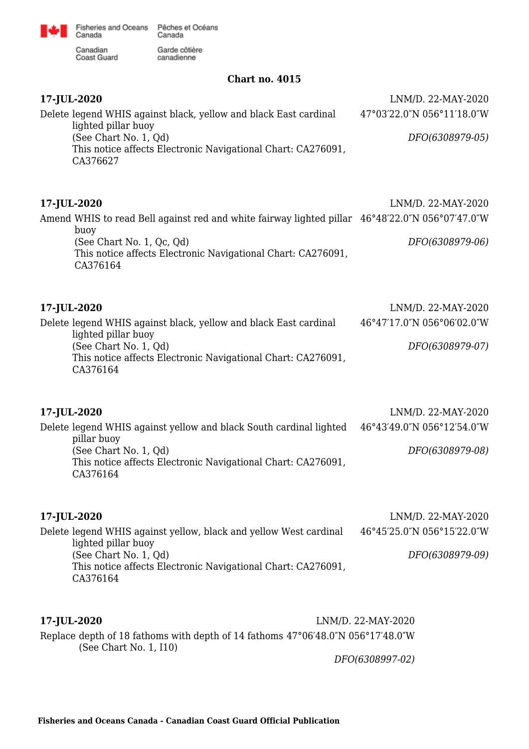## Chart no. 4015

**17-JUL-2020** LNM/D. 22-MAY-2020

Delete legend WHIS against black, yellow and black East cardinal lighted pillar buoy 47°03′22.0″N 056°11′18.0″W
(See Chart No. 1, Qd)
This notice affects Electronic Navigational Chart: CA276091, CA376627

*DFO(6308979-05)*

**17-JUL-2020** LNM/D. 22-MAY-2020

Amend WHIS to read Bell against red and white fairway lighted pillar buoy 46°48′22.0″N 056°07′47.0″W
(See Chart No. 1, Qc, Qd)
This notice affects Electronic Navigational Chart: CA276091, CA376164

*DFO(6308979-06)*

**17-JUL-2020** LNM/D. 22-MAY-2020

Delete legend WHIS against black, yellow and black East cardinal lighted pillar buoy 46°47′17.0″N 056°06′02.0″W
(See Chart No. 1, Qd)
This notice affects Electronic Navigational Chart: CA276091, CA376164

*DFO(6308979-07)*

**17-JUL-2020** LNM/D. 22-MAY-2020

Delete legend WHIS against yellow and black South cardinal lighted pillar buoy 46°43′49.0″N 056°12′54.0″W
(See Chart No. 1, Qd)
This notice affects Electronic Navigational Chart: CA276091, CA376164

*DFO(6308979-08)*

**17-JUL-2020** LNM/D. 22-MAY-2020

Delete legend WHIS against yellow, black and yellow West cardinal lighted pillar buoy 46°45′25.0″N 056°15′22.0″W
(See Chart No. 1, Qd)
This notice affects Electronic Navigational Chart: CA276091, CA376164

*DFO(6308979-09)*

**17-JUL-2020** LNM/D. 22-MAY-2020

Replace depth of 18 fathoms with depth of 14 fathoms 47°06′48.0″N 056°17′48.0″W
(See Chart No. 1, I10)

*DFO(6308997-02)*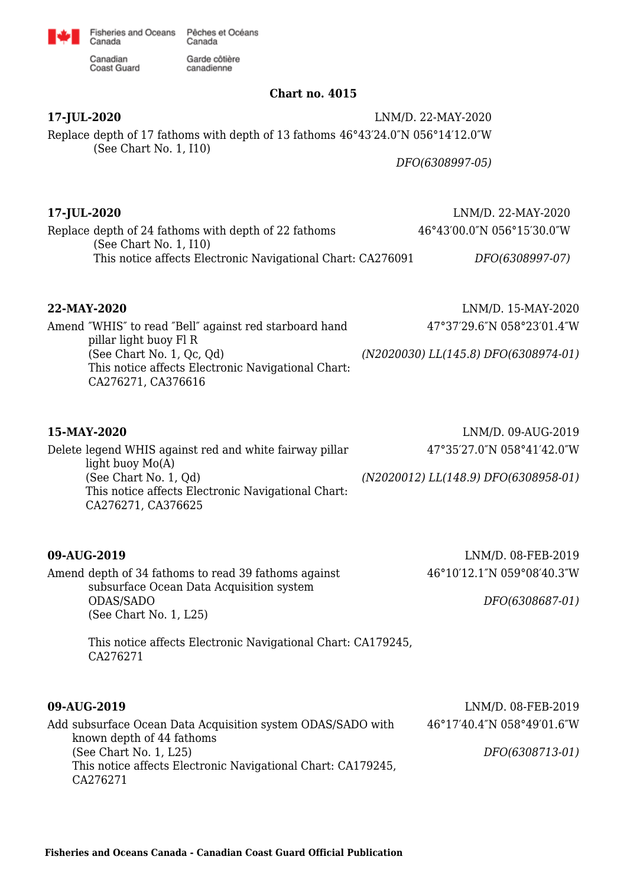**Chart no. 4015**

**17-JUL-2020**

LNM/D. 22-MAY-2020

Replace depth of 17 fathoms with depth of 13 fathoms 46°43′24.0″N 056°14′12.0″W
(See Chart No. 1, I10)

*DFO(6308997-05)*

**17-JUL-2020**

LNM/D. 22-MAY-2020

Replace depth of 24 fathoms with depth of 22 fathoms 46°43′00.0″N 056°15′30.0″W
(See Chart No. 1, I10)
This notice affects Electronic Navigational Chart: CA276091

*DFO(6308997-07)*

**22-MAY-2020**

LNM/D. 15-MAY-2020

Amend ″WHIS″ to read ″Bell″ against red starboard hand pillar light buoy Fl R 47°37′29.6″N 058°23′01.4″W
(See Chart No. 1, Qc, Qd)
This notice affects Electronic Navigational Chart: CA276271, CA376616

*(N2020030) LL(145.8) DFO(6308974-01)*

**15-MAY-2020**

LNM/D. 09-AUG-2019

Delete legend WHIS against red and white fairway pillar light buoy Mo(A) 47°35′27.0″N 058°41′42.0″W
(See Chart No. 1, Qd)
This notice affects Electronic Navigational Chart: CA276271, CA376625

*(N2020012) LL(148.9) DFO(6308958-01)*

**09-AUG-2019**

LNM/D. 08-FEB-2019

Amend depth of 34 fathoms to read 39 fathoms against subsurface Ocean Data Acquisition system ODAS/SADO 46°10′12.1″N 059°08′40.3″W
(See Chart No. 1, L25)

This notice affects Electronic Navigational Chart: CA179245, CA276271

*DFO(6308687-01)*

**09-AUG-2019**

LNM/D. 08-FEB-2019

Add subsurface Ocean Data Acquisition system ODAS/SADO with known depth of 44 fathoms 46°17′40.4″N 058°49′01.6″W
(See Chart No. 1, L25)
This notice affects Electronic Navigational Chart: CA179245, CA276271

*DFO(6308713-01)*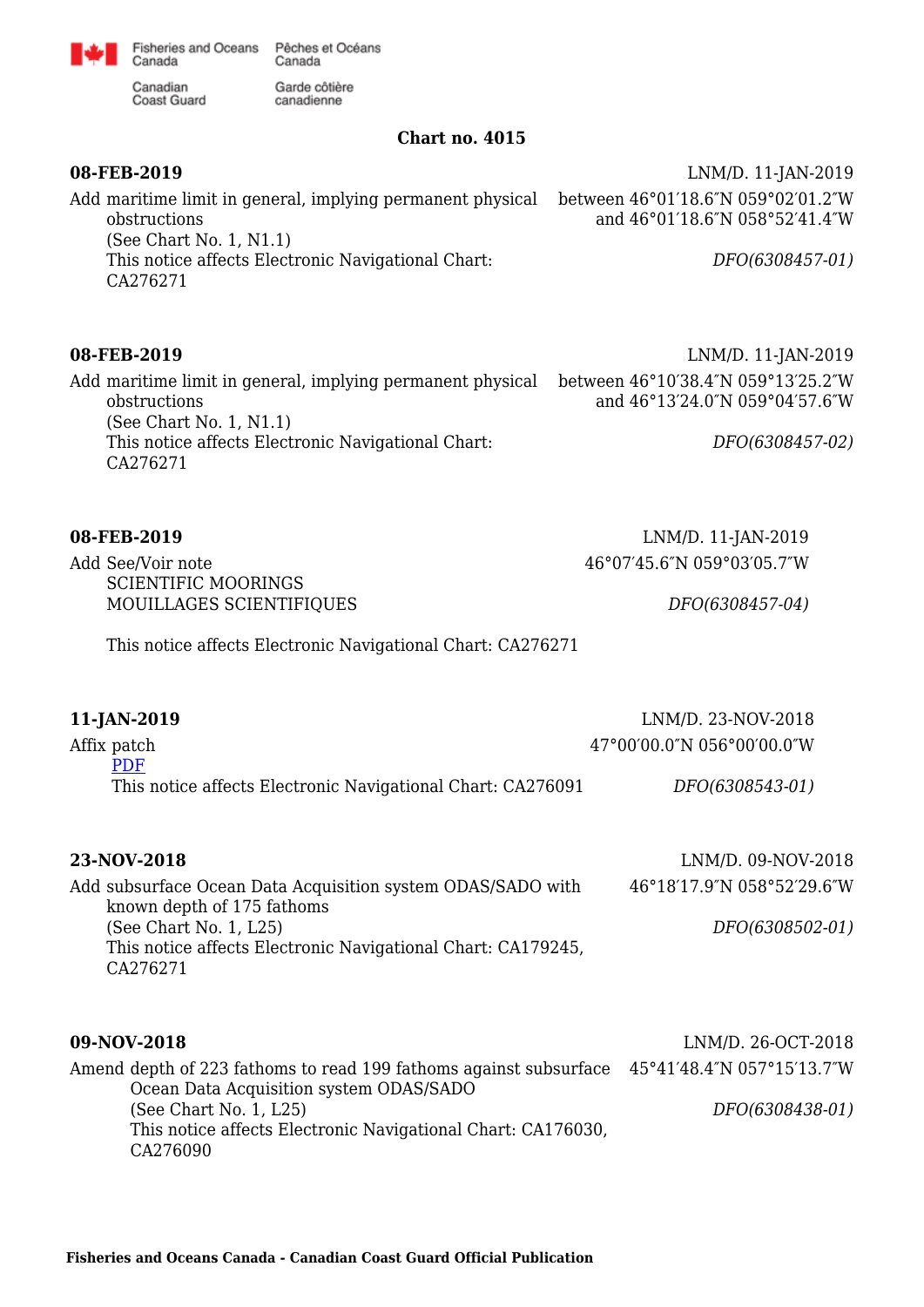Fisheries and Oceans Canada / Pêches et Océans Canada
Canadian Coast Guard / Garde côtière canadienne

**Chart no. 4015**

**08-FEB-2019** LNM/D. 11-JAN-2019

Add maritime limit in general, implying permanent physical obstructions
(See Chart No. 1, N1.1)
This notice affects Electronic Navigational Chart: CA276271

between 46°01′18.6″N 059°02′01.2″W and 46°01′18.6″N 058°52′41.4″W

*DFO(6308457-01)*

**08-FEB-2019** LNM/D. 11-JAN-2019

Add maritime limit in general, implying permanent physical obstructions
(See Chart No. 1, N1.1)
This notice affects Electronic Navigational Chart: CA276271

between 46°10′38.4″N 059°13′25.2″W and 46°13′24.0″N 059°04′57.6″W

*DFO(6308457-02)*

**08-FEB-2019** LNM/D. 11-JAN-2019

Add See/Voir note
SCIENTIFIC MOORINGS
MOUILLAGES SCIENTIFIQUES

46°07′45.6″N 059°03′05.7″W

*DFO(6308457-04)*

This notice affects Electronic Navigational Chart: CA276271

**11-JAN-2019** LNM/D. 23-NOV-2018

Affix patch
PDF
This notice affects Electronic Navigational Chart: CA276091

47°00′00.0″N 056°00′00.0″W

*DFO(6308543-01)*

**23-NOV-2018** LNM/D. 09-NOV-2018

Add subsurface Ocean Data Acquisition system ODAS/SADO with known depth of 175 fathoms
(See Chart No. 1, L25)
This notice affects Electronic Navigational Chart: CA179245, CA276271

46°18′17.9″N 058°52′29.6″W

*DFO(6308502-01)*

**09-NOV-2018** LNM/D. 26-OCT-2018

Amend depth of 223 fathoms to read 199 fathoms against subsurface Ocean Data Acquisition system ODAS/SADO
(See Chart No. 1, L25)
This notice affects Electronic Navigational Chart: CA176030, CA276090

45°41′48.4″N 057°15′13.7″W

*DFO(6308438-01)*

**Fisheries and Oceans Canada - Canadian Coast Guard Official Publication**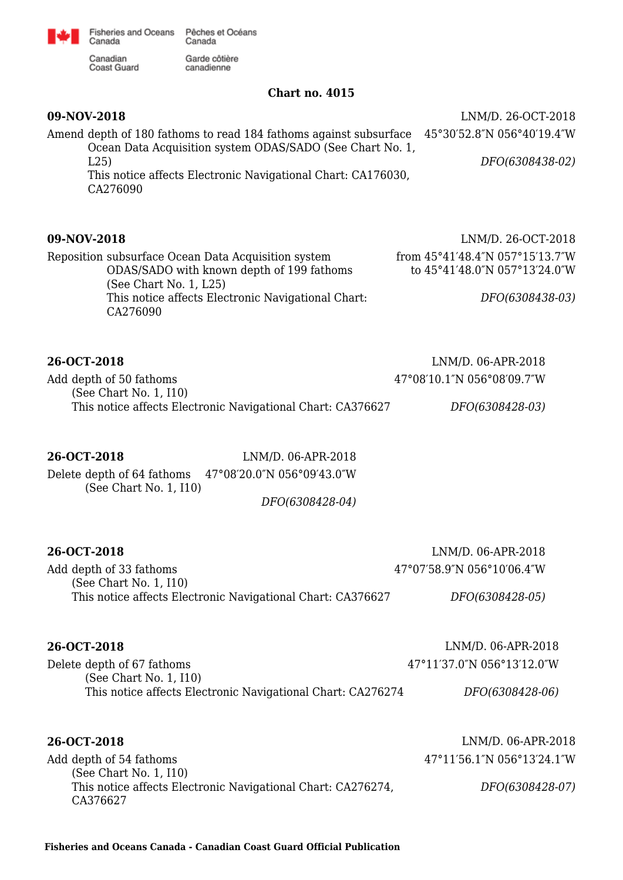Fisheries and Oceans Canada / Pêches et Océans Canada
Canadian Coast Guard / Garde côtière canadienne

**Chart no. 4015**

**09-NOV-2018** LNM/D. 26-OCT-2018

Amend depth of 180 fathoms to read 184 fathoms against subsurface Ocean Data Acquisition system ODAS/SADO (See Chart No. 1, L25) 45°30′52.8″N 056°40′19.4″W
This notice affects Electronic Navigational Chart: CA176030, CA276090

*DFO(6308438-02)*

**09-NOV-2018** LNM/D. 26-OCT-2018

Reposition subsurface Ocean Data Acquisition system ODAS/SADO with known depth of 199 fathoms (See Chart No. 1, L25)
from 45°41′48.4″N 057°15′13.7″W
to 45°41′48.0″N 057°13′24.0″W
This notice affects Electronic Navigational Chart: CA276090

*DFO(6308438-03)*

**26-OCT-2018** LNM/D. 06-APR-2018

Add depth of 50 fathoms (See Chart No. 1, I10) 47°08′10.1″N 056°08′09.7″W
This notice affects Electronic Navigational Chart: CA376627

*DFO(6308428-03)*

**26-OCT-2018** LNM/D. 06-APR-2018

Delete depth of 64 fathoms (See Chart No. 1, I10) 47°08′20.0″N 056°09′43.0″W

*DFO(6308428-04)*

**26-OCT-2018** LNM/D. 06-APR-2018

Add depth of 33 fathoms (See Chart No. 1, I10) 47°07′58.9″N 056°10′06.4″W
This notice affects Electronic Navigational Chart: CA376627

*DFO(6308428-05)*

**26-OCT-2018** LNM/D. 06-APR-2018

Delete depth of 67 fathoms (See Chart No. 1, I10) 47°11′37.0″N 056°13′12.0″W
This notice affects Electronic Navigational Chart: CA276274

*DFO(6308428-06)*

**26-OCT-2018** LNM/D. 06-APR-2018

Add depth of 54 fathoms (See Chart No. 1, I10) 47°11′56.1″N 056°13′24.1″W
This notice affects Electronic Navigational Chart: CA276274, CA376627

*DFO(6308428-07)*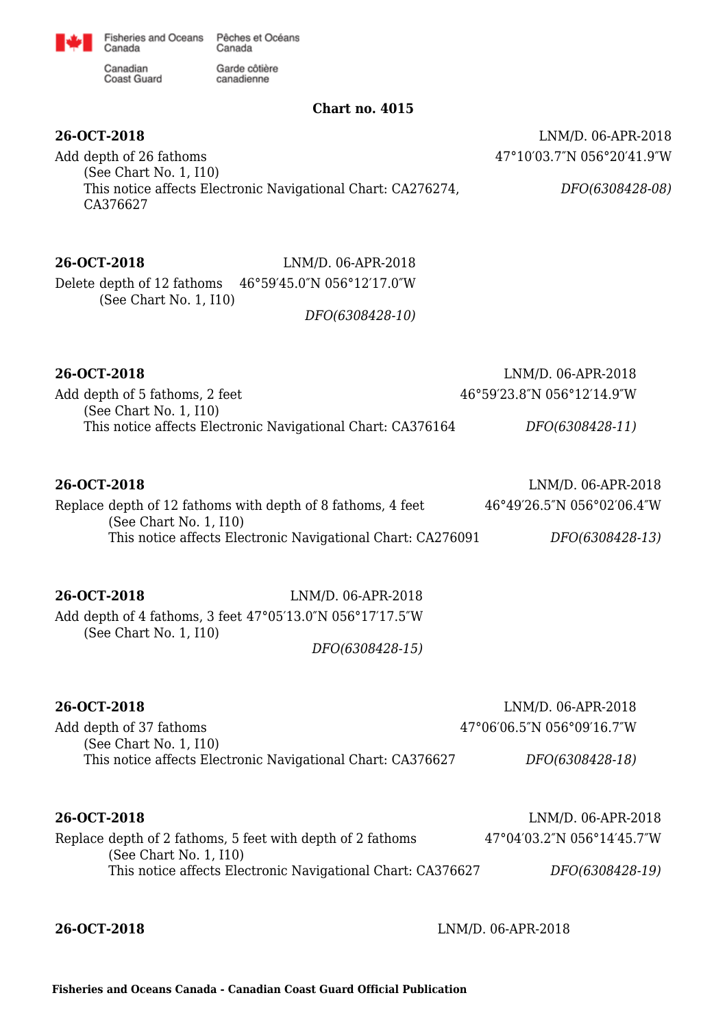**Chart no. 4015**

**26-OCT-2018** LNM/D. 06-APR-2018

Add depth of 26 fathoms 47°10′03.7″N 056°20′41.9″W

(See Chart No. 1, I10)

This notice affects Electronic Navigational Chart: CA276274, CA376627

*DFO(6308428-08)*

**26-OCT-2018** LNM/D. 06-APR-2018

Delete depth of 12 fathoms 46°59′45.0″N 056°12′17.0″W

(See Chart No. 1, I10)

*DFO(6308428-10)*

**26-OCT-2018** LNM/D. 06-APR-2018

Add depth of 5 fathoms, 2 feet 46°59′23.8″N 056°12′14.9″W

(See Chart No. 1, I10)

This notice affects Electronic Navigational Chart: CA376164

*DFO(6308428-11)*

**26-OCT-2018** LNM/D. 06-APR-2018

Replace depth of 12 fathoms with depth of 8 fathoms, 4 feet 46°49′26.5″N 056°02′06.4″W

(See Chart No. 1, I10)

This notice affects Electronic Navigational Chart: CA276091

*DFO(6308428-13)*

**26-OCT-2018** LNM/D. 06-APR-2018

Add depth of 4 fathoms, 3 feet 47°05′13.0″N 056°17′17.5″W

(See Chart No. 1, I10)

*DFO(6308428-15)*

**26-OCT-2018** LNM/D. 06-APR-2018

Add depth of 37 fathoms 47°06′06.5″N 056°09′16.7″W

(See Chart No. 1, I10)

This notice affects Electronic Navigational Chart: CA376627

*DFO(6308428-18)*

**26-OCT-2018** LNM/D. 06-APR-2018

Replace depth of 2 fathoms, 5 feet with depth of 2 fathoms 47°04′03.2″N 056°14′45.7″W

(See Chart No. 1, I10)

This notice affects Electronic Navigational Chart: CA376627

*DFO(6308428-19)*

**26-OCT-2018** LNM/D. 06-APR-2018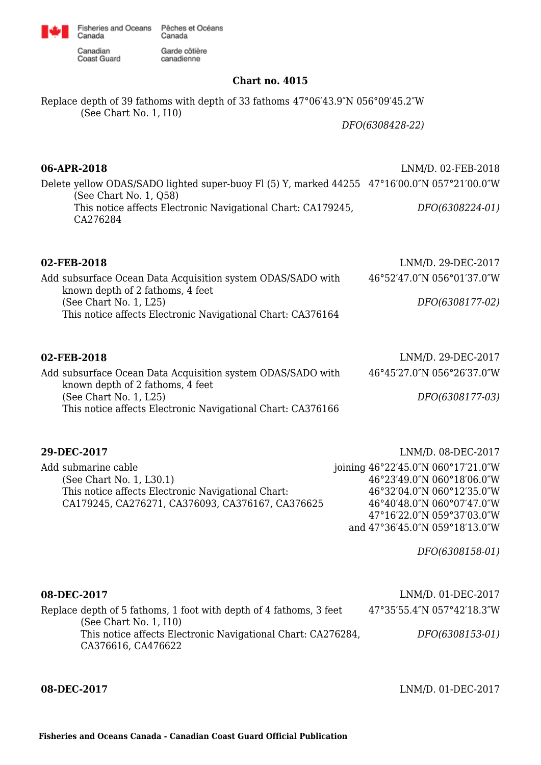## Chart no. 4015

Replace depth of 39 fathoms with depth of 33 fathoms 47°06′43.9″N 056°09′45.2″W
(See Chart No. 1, I10)

*DFO(6308428-22)*

**06-APR-2018** LNM/D. 02-FEB-2018

Delete yellow ODAS/SADO lighted super-buoy Fl (5) Y, marked 44255 47°16′00.0″N 057°21′00.0″W
(See Chart No. 1, Q58)
This notice affects Electronic Navigational Chart: CA179245, CA276284

*DFO(6308224-01)*

**02-FEB-2018** LNM/D. 29-DEC-2017

Add subsurface Ocean Data Acquisition system ODAS/SADO with known depth of 2 fathoms, 4 feet 46°52′47.0″N 056°01′37.0″W
(See Chart No. 1, L25)
This notice affects Electronic Navigational Chart: CA376164

*DFO(6308177-02)*

**02-FEB-2018** LNM/D. 29-DEC-2017

Add subsurface Ocean Data Acquisition system ODAS/SADO with known depth of 2 fathoms, 4 feet 46°45′27.0″N 056°26′37.0″W
(See Chart No. 1, L25)
This notice affects Electronic Navigational Chart: CA376166

*DFO(6308177-03)*

**29-DEC-2017** LNM/D. 08-DEC-2017

Add submarine cable
(See Chart No. 1, L30.1)
This notice affects Electronic Navigational Chart: CA179245, CA276271, CA376093, CA376167, CA376625

joining 46°22′45.0″N 060°17′21.0″W
46°23′49.0″N 060°18′06.0″W
46°32′04.0″N 060°12′35.0″W
46°40′48.0″N 060°07′47.0″W
47°16′22.0″N 059°37′03.0″W
and 47°36′45.0″N 059°18′13.0″W

*DFO(6308158-01)*

**08-DEC-2017** LNM/D. 01-DEC-2017

Replace depth of 5 fathoms, 1 foot with depth of 4 fathoms, 3 feet 47°35′55.4″N 057°42′18.3″W
(See Chart No. 1, I10)
This notice affects Electronic Navigational Chart: CA276284, CA376616, CA476622

*DFO(6308153-01)*

**08-DEC-2017** LNM/D. 01-DEC-2017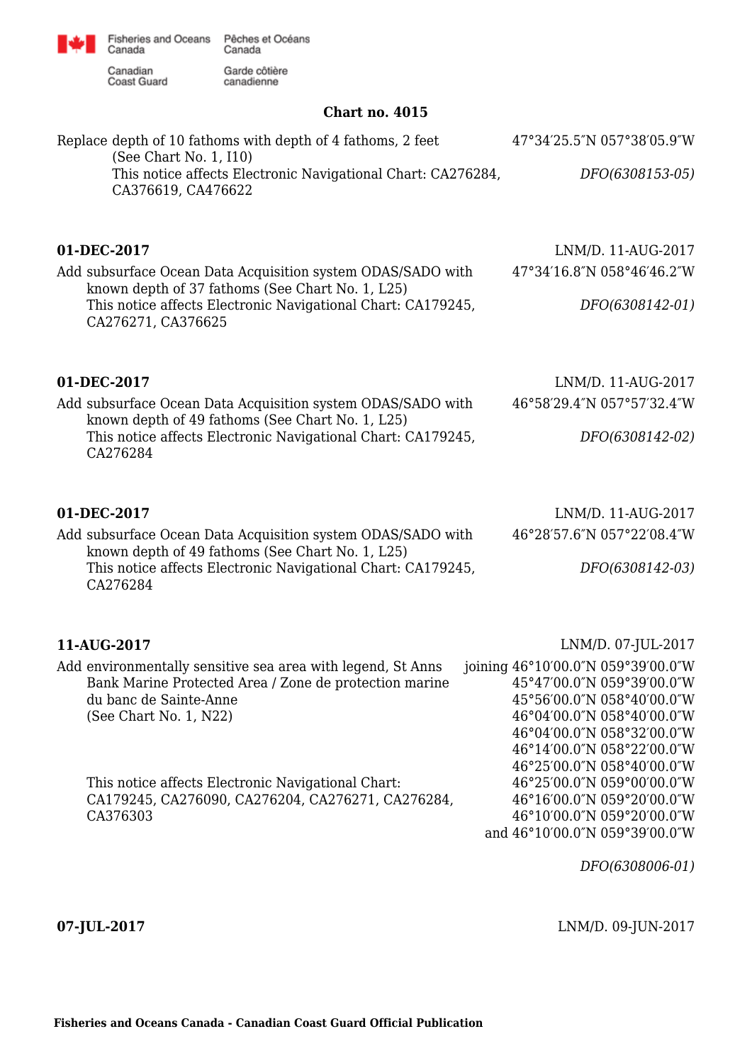**Chart no. 4015**

Replace depth of 10 fathoms with depth of 4 fathoms, 2 feet (See Chart No. 1, I10) — 47°34′25.5″N 057°38′05.9″W

This notice affects Electronic Navigational Chart: CA276284, CA376619, CA476622 — *DFO(6308153-05)*

**01-DEC-2017** — LNM/D. 11-AUG-2017

Add subsurface Ocean Data Acquisition system ODAS/SADO with known depth of 37 fathoms (See Chart No. 1, L25) — 47°34′16.8″N 058°46′46.2″W

This notice affects Electronic Navigational Chart: CA179245, CA276271, CA376625 — *DFO(6308142-01)*

**01-DEC-2017** — LNM/D. 11-AUG-2017

Add subsurface Ocean Data Acquisition system ODAS/SADO with known depth of 49 fathoms (See Chart No. 1, L25) — 46°58′29.4″N 057°57′32.4″W

This notice affects Electronic Navigational Chart: CA179245, CA276284 — *DFO(6308142-02)*

**01-DEC-2017** — LNM/D. 11-AUG-2017

Add subsurface Ocean Data Acquisition system ODAS/SADO with known depth of 49 fathoms (See Chart No. 1, L25) — 46°28′57.6″N 057°22′08.4″W

This notice affects Electronic Navigational Chart: CA179245, CA276284 — *DFO(6308142-03)*

**11-AUG-2017** — LNM/D. 07-JUL-2017

Add environmentally sensitive sea area with legend, St Anns Bank Marine Protected Area / Zone de protection marine du banc de Sainte-Anne (See Chart No. 1, N22)

joining 46°10′00.0″N 059°39′00.0″W
45°47′00.0″N 059°39′00.0″W
45°56′00.0″N 058°40′00.0″W
46°04′00.0″N 058°40′00.0″W
46°04′00.0″N 058°32′00.0″W
46°14′00.0″N 058°22′00.0″W
46°25′00.0″N 058°40′00.0″W
46°25′00.0″N 059°00′00.0″W
46°16′00.0″N 059°20′00.0″W
46°10′00.0″N 059°20′00.0″W
and 46°10′00.0″N 059°39′00.0″W

This notice affects Electronic Navigational Chart: CA179245, CA276090, CA276204, CA276271, CA276284, CA376303 — *DFO(6308006-01)*

**07-JUL-2017** — LNM/D. 09-JUN-2017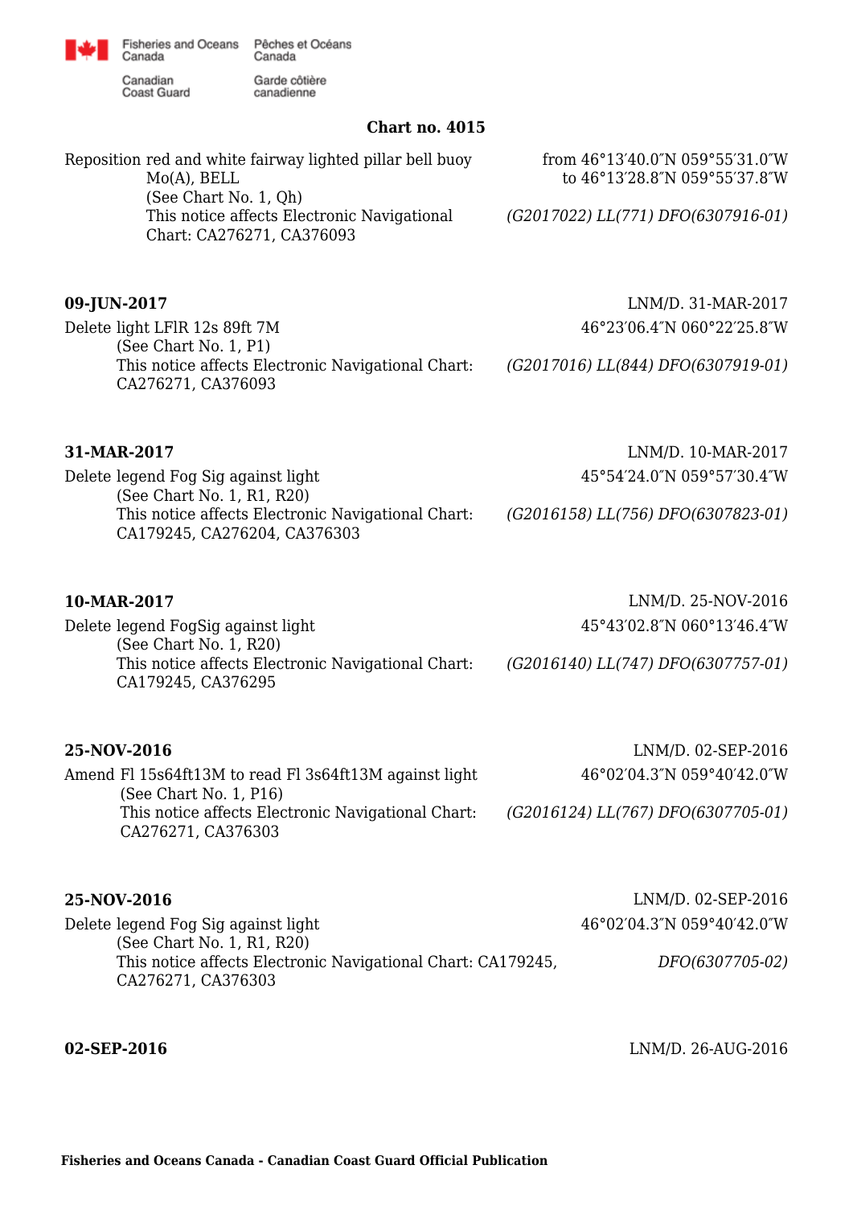**Chart no. 4015**

Reposition red and white fairway lighted pillar bell buoy Mo(A), BELL
(See Chart No. 1, Qh)
This notice affects Electronic Navigational Chart: CA276271, CA376093

from 46°13′40.0″N 059°55′31.0″W
to 46°13′28.8″N 059°55′37.8″W

*(G2017022) LL(771) DFO(6307916-01)*

**09-JUN-2017** LNM/D. 31-MAR-2017

Delete light LFlR 12s 89ft 7M
(See Chart No. 1, P1)
This notice affects Electronic Navigational Chart: CA276271, CA376093

46°23′06.4″N 060°22′25.8″W

*(G2017016) LL(844) DFO(6307919-01)*

**31-MAR-2017** LNM/D. 10-MAR-2017

Delete legend Fog Sig against light
(See Chart No. 1, R1, R20)
This notice affects Electronic Navigational Chart: CA179245, CA276204, CA376303

45°54′24.0″N 059°57′30.4″W

*(G2016158) LL(756) DFO(6307823-01)*

**10-MAR-2017** LNM/D. 25-NOV-2016

Delete legend FogSig against light
(See Chart No. 1, R20)
This notice affects Electronic Navigational Chart: CA179245, CA376295

45°43′02.8″N 060°13′46.4″W

*(G2016140) LL(747) DFO(6307757-01)*

**25-NOV-2016** LNM/D. 02-SEP-2016

Amend Fl 15s64ft13M to read Fl 3s64ft13M against light
(See Chart No. 1, P16)
This notice affects Electronic Navigational Chart: CA276271, CA376303

46°02′04.3″N 059°40′42.0″W

*(G2016124) LL(767) DFO(6307705-01)*

**25-NOV-2016** LNM/D. 02-SEP-2016

Delete legend Fog Sig against light
(See Chart No. 1, R1, R20)
This notice affects Electronic Navigational Chart: CA179245, CA276271, CA376303

46°02′04.3″N 059°40′42.0″W

*DFO(6307705-02)*

**02-SEP-2016** LNM/D. 26-AUG-2016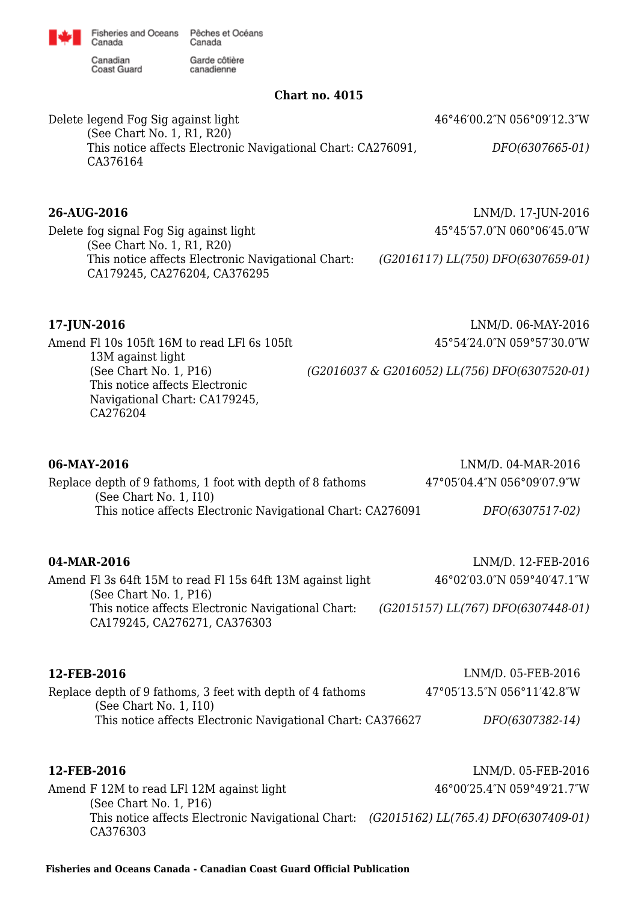**Chart no. 4015**

Delete legend Fog Sig against light — 46°46′00.2″N 056°09′12.3″W
(See Chart No. 1, R1, R20)
This notice affects Electronic Navigational Chart: CA276091, CA376164 — *DFO(6307665-01)*

**26-AUG-2016** — LNM/D. 17-JUN-2016

Delete fog signal Fog Sig against light — 45°45′57.0″N 060°06′45.0″W
(See Chart No. 1, R1, R20)
This notice affects Electronic Navigational Chart: CA179245, CA276204, CA376295 — *(G2016117) LL(750) DFO(6307659-01)*

**17-JUN-2016** — LNM/D. 06-MAY-2016

Amend Fl 10s 105ft 16M to read LFl 6s 105ft 13M against light — 45°54′24.0″N 059°57′30.0″W
(See Chart No. 1, P16)
This notice affects Electronic Navigational Chart: CA179245, CA276204 — *(G2016037 & G2016052) LL(756) DFO(6307520-01)*

**06-MAY-2016** — LNM/D. 04-MAR-2016

Replace depth of 9 fathoms, 1 foot with depth of 8 fathoms — 47°05′04.4″N 056°09′07.9″W
(See Chart No. 1, I10)
This notice affects Electronic Navigational Chart: CA276091 — *DFO(6307517-02)*

**04-MAR-2016** — LNM/D. 12-FEB-2016

Amend Fl 3s 64ft 15M to read Fl 15s 64ft 13M against light — 46°02′03.0″N 059°40′47.1″W
(See Chart No. 1, P16)
This notice affects Electronic Navigational Chart: CA179245, CA276271, CA376303 — *(G2015157) LL(767) DFO(6307448-01)*

**12-FEB-2016** — LNM/D. 05-FEB-2016

Replace depth of 9 fathoms, 3 feet with depth of 4 fathoms — 47°05′13.5″N 056°11′42.8″W
(See Chart No. 1, I10)
This notice affects Electronic Navigational Chart: CA376627 — *DFO(6307382-14)*

**12-FEB-2016** — LNM/D. 05-FEB-2016

Amend F 12M to read LFl 12M against light — 46°00′25.4″N 059°49′21.7″W
(See Chart No. 1, P16)
This notice affects Electronic Navigational Chart: CA376303 — *(G2015162) LL(765.4) DFO(6307409-01)*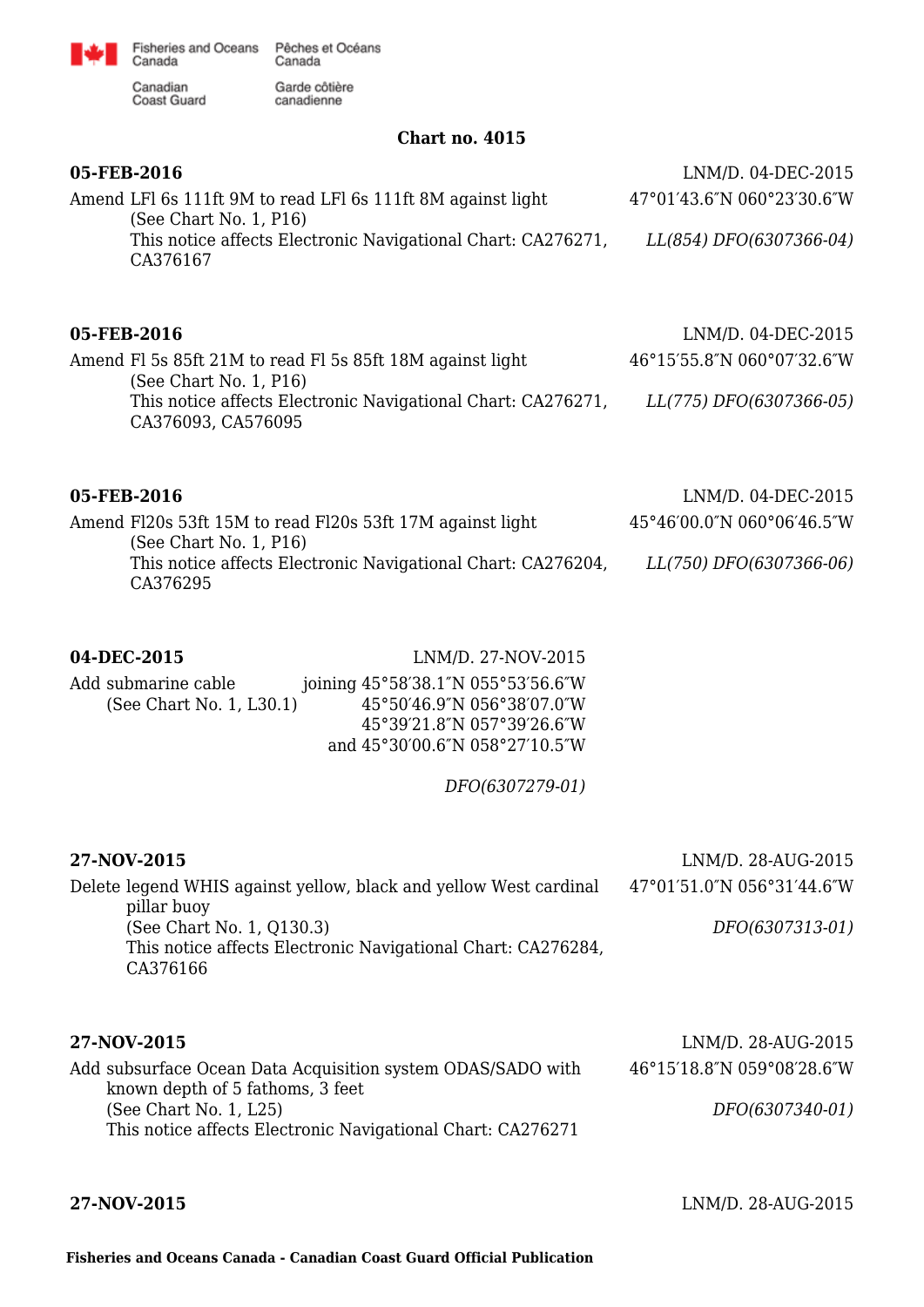**Chart no. 4015**

**05-FEB-2016** LNM/D. 04-DEC-2015

Amend LFl 6s 111ft 9M to read LFl 6s 111ft 8M against light 47°01′43.6″N 060°23′30.6″W
(See Chart No. 1, P16)
This notice affects Electronic Navigational Chart: CA276271, CA376167 *LL(854) DFO(6307366-04)*

**05-FEB-2016** LNM/D. 04-DEC-2015

Amend Fl 5s 85ft 21M to read Fl 5s 85ft 18M against light 46°15′55.8″N 060°07′32.6″W
(See Chart No. 1, P16)
This notice affects Electronic Navigational Chart: CA276271, CA376093, CA576095 *LL(775) DFO(6307366-05)*

**05-FEB-2016** LNM/D. 04-DEC-2015

Amend Fl20s 53ft 15M to read Fl20s 53ft 17M against light 45°46′00.0″N 060°06′46.5″W
(See Chart No. 1, P16)
This notice affects Electronic Navigational Chart: CA276204, CA376295 *LL(750) DFO(6307366-06)*

**04-DEC-2015** LNM/D. 27-NOV-2015

Add submarine cable joining 45°58′38.1″N 055°53′56.6″W
(See Chart No. 1, L30.1) 45°50′46.9″N 056°38′07.0″W
45°39′21.8″N 057°39′26.6″W
and 45°30′00.6″N 058°27′10.5″W

*DFO(6307279-01)*

**27-NOV-2015** LNM/D. 28-AUG-2015

Delete legend WHIS against yellow, black and yellow West cardinal pillar buoy 47°01′51.0″N 056°31′44.6″W
(See Chart No. 1, Q130.3)
This notice affects Electronic Navigational Chart: CA276284, CA376166 *DFO(6307313-01)*

**27-NOV-2015** LNM/D. 28-AUG-2015

Add subsurface Ocean Data Acquisition system ODAS/SADO with known depth of 5 fathoms, 3 feet 46°15′18.8″N 059°08′28.6″W
(See Chart No. 1, L25)
This notice affects Electronic Navigational Chart: CA276271 *DFO(6307340-01)*

**27-NOV-2015** LNM/D. 28-AUG-2015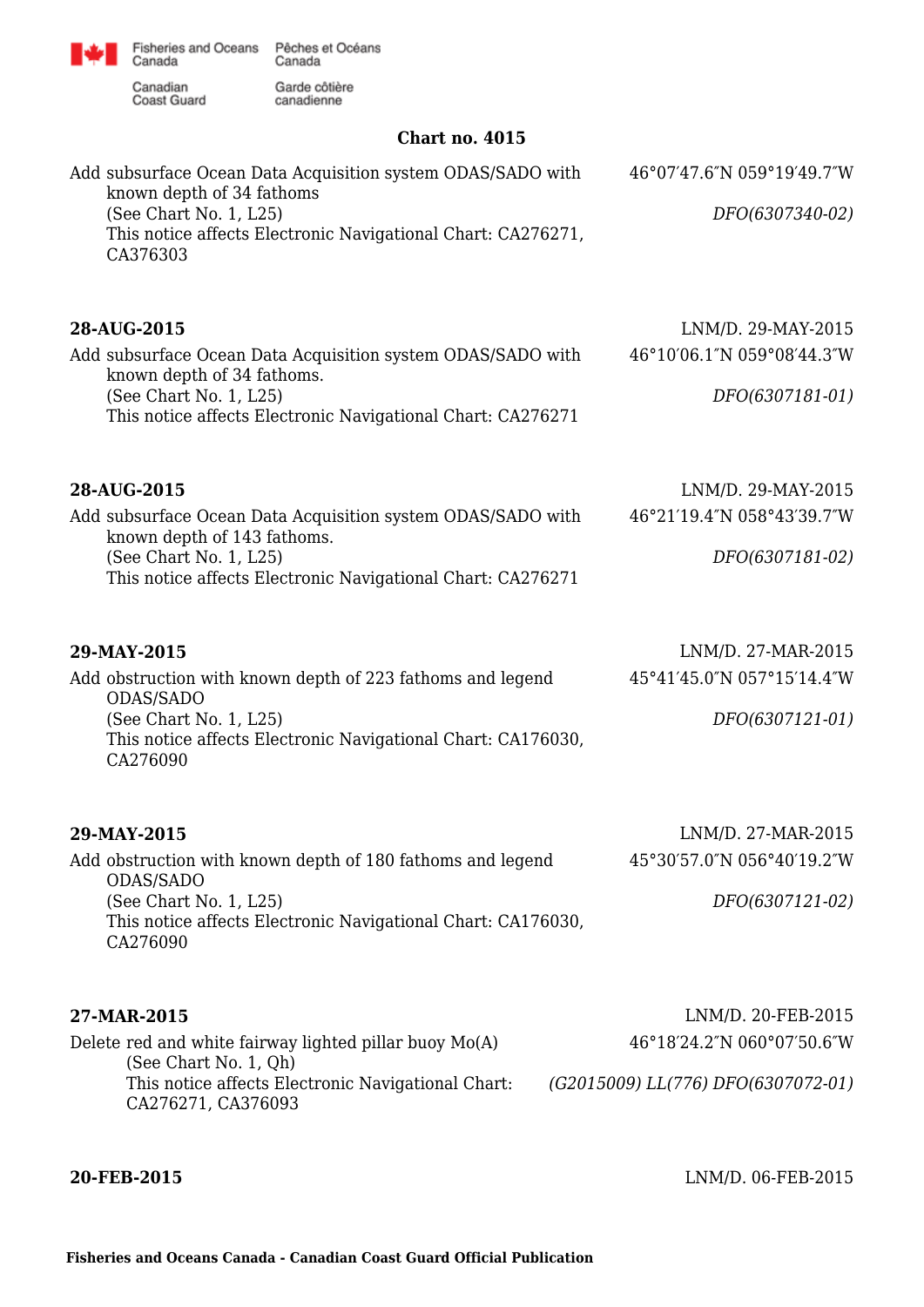## Chart no. 4015

Add subsurface Ocean Data Acquisition system ODAS/SADO with known depth of 34 fathoms
(See Chart No. 1, L25)
This notice affects Electronic Navigational Chart: CA276271, CA376303

46°07′47.6″N 059°19′49.7″W

*DFO(6307340-02)*

**28-AUG-2015** LNM/D. 29-MAY-2015

Add subsurface Ocean Data Acquisition system ODAS/SADO with known depth of 34 fathoms.
(See Chart No. 1, L25)
This notice affects Electronic Navigational Chart: CA276271

46°10′06.1″N 059°08′44.3″W

*DFO(6307181-01)*

**28-AUG-2015** LNM/D. 29-MAY-2015

Add subsurface Ocean Data Acquisition system ODAS/SADO with known depth of 143 fathoms.
(See Chart No. 1, L25)
This notice affects Electronic Navigational Chart: CA276271

46°21′19.4″N 058°43′39.7″W

*DFO(6307181-02)*

**29-MAY-2015** LNM/D. 27-MAR-2015

Add obstruction with known depth of 223 fathoms and legend ODAS/SADO
(See Chart No. 1, L25)
This notice affects Electronic Navigational Chart: CA176030, CA276090

45°41′45.0″N 057°15′14.4″W

*DFO(6307121-01)*

**29-MAY-2015** LNM/D. 27-MAR-2015

Add obstruction with known depth of 180 fathoms and legend ODAS/SADO
(See Chart No. 1, L25)
This notice affects Electronic Navigational Chart: CA176030, CA276090

45°30′57.0″N 056°40′19.2″W

*DFO(6307121-02)*

**27-MAR-2015** LNM/D. 20-FEB-2015

Delete red and white fairway lighted pillar buoy Mo(A)
(See Chart No. 1, Qh)
This notice affects Electronic Navigational Chart: CA276271, CA376093

46°18′24.2″N 060°07′50.6″W

*(G2015009) LL(776) DFO(6307072-01)*

**20-FEB-2015** LNM/D. 06-FEB-2015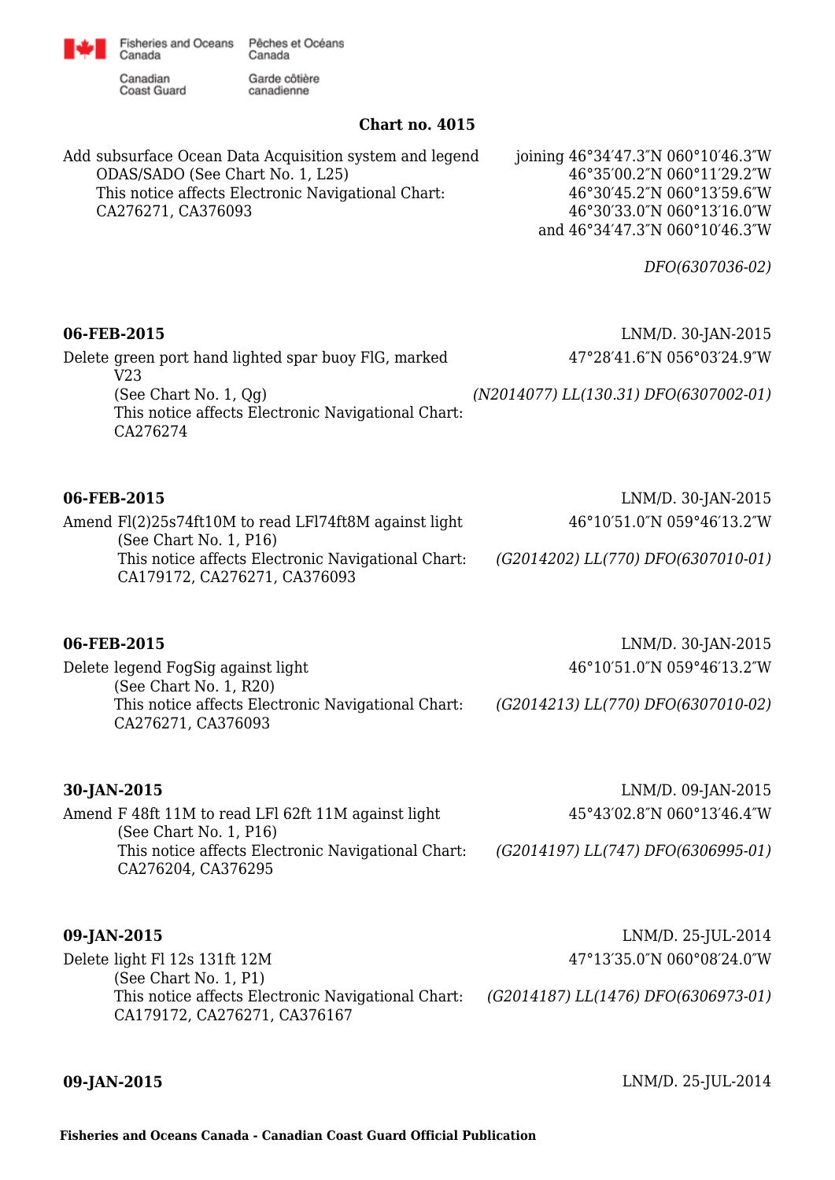## Chart no. 4015

Add subsurface Ocean Data Acquisition system and legend ODAS/SADO (See Chart No. 1, L25)
This notice affects Electronic Navigational Chart: CA276271, CA376093

joining 46°34′47.3″N 060°10′46.3″W
46°35′00.2″N 060°11′29.2″W
46°30′45.2″N 060°13′59.6″W
46°30′33.0″N 060°13′16.0″W
and 46°34′47.3″N 060°10′46.3″W

*DFO(6307036-02)*

**06-FEB-2015** LNM/D. 30-JAN-2015

Delete green port hand lighted spar buoy FlG, marked V23
(See Chart No. 1, Qg)
This notice affects Electronic Navigational Chart: CA276274

47°28′41.6″N 056°03′24.9″W

*(N2014077) LL(130.31) DFO(6307002-01)*

**06-FEB-2015** LNM/D. 30-JAN-2015

Amend Fl(2)25s74ft10M to read LFl74ft8M against light
(See Chart No. 1, P16)
This notice affects Electronic Navigational Chart: CA179172, CA276271, CA376093

46°10′51.0″N 059°46′13.2″W

*(G2014202) LL(770) DFO(6307010-01)*

**06-FEB-2015** LNM/D. 30-JAN-2015

Delete legend FogSig against light
(See Chart No. 1, R20)
This notice affects Electronic Navigational Chart: CA276271, CA376093

46°10′51.0″N 059°46′13.2″W

*(G2014213) LL(770) DFO(6307010-02)*

**30-JAN-2015** LNM/D. 09-JAN-2015

Amend F 48ft 11M to read LFl 62ft 11M against light
(See Chart No. 1, P16)
This notice affects Electronic Navigational Chart: CA276204, CA376295

45°43′02.8″N 060°13′46.4″W

*(G2014197) LL(747) DFO(6306995-01)*

**09-JAN-2015** LNM/D. 25-JUL-2014

Delete light Fl 12s 131ft 12M
(See Chart No. 1, P1)
This notice affects Electronic Navigational Chart: CA179172, CA276271, CA376167

47°13′35.0″N 060°08′24.0″W

*(G2014187) LL(1476) DFO(6306973-01)*

**09-JAN-2015** LNM/D. 25-JUL-2014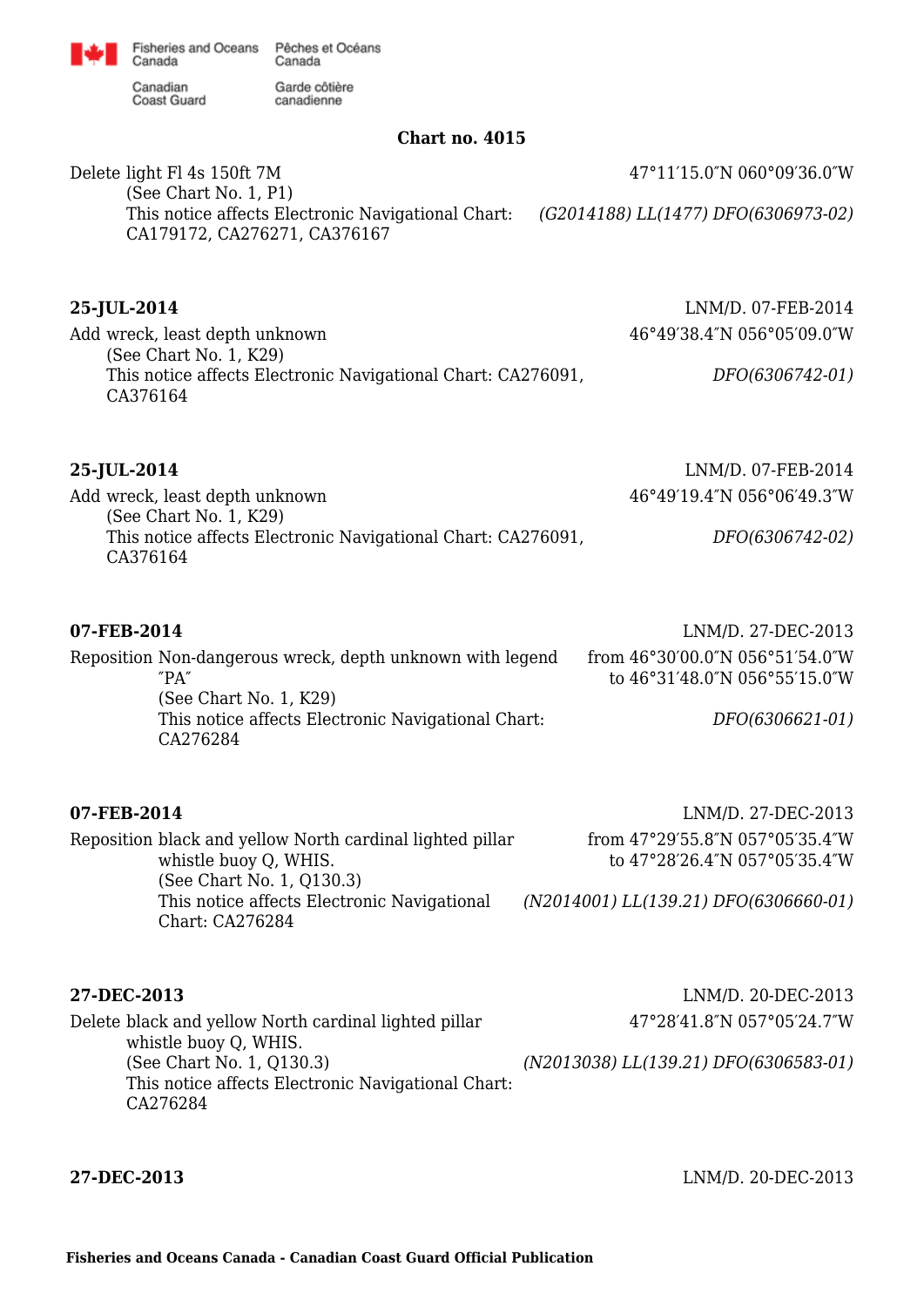**Chart no. 4015**

Delete light Fl 4s 150ft 7M — 47°11′15.0″N 060°09′36.0″W
(See Chart No. 1, P1)
This notice affects Electronic Navigational Chart: CA179172, CA276271, CA376167 — *(G2014188) LL(1477) DFO(6306973-02)*

**25-JUL-2014** — LNM/D. 07-FEB-2014

Add wreck, least depth unknown — 46°49′38.4″N 056°05′09.0″W
(See Chart No. 1, K29)
This notice affects Electronic Navigational Chart: CA276091, CA376164 — *DFO(6306742-01)*

**25-JUL-2014** — LNM/D. 07-FEB-2014

Add wreck, least depth unknown — 46°49′19.4″N 056°06′49.3″W
(See Chart No. 1, K29)
This notice affects Electronic Navigational Chart: CA276091, CA376164 — *DFO(6306742-02)*

**07-FEB-2014** — LNM/D. 27-DEC-2013

Reposition Non-dangerous wreck, depth unknown with legend ″PA″ — from 46°30′00.0″N 056°51′54.0″W to 46°31′48.0″N 056°55′15.0″W
(See Chart No. 1, K29)
This notice affects Electronic Navigational Chart: CA276284 — *DFO(6306621-01)*

**07-FEB-2014** — LNM/D. 27-DEC-2013

Reposition black and yellow North cardinal lighted pillar whistle buoy Q, WHIS. — from 47°29′55.8″N 057°05′35.4″W to 47°28′26.4″N 057°05′35.4″W
(See Chart No. 1, Q130.3)
This notice affects Electronic Navigational Chart: CA276284 — *(N2014001) LL(139.21) DFO(6306660-01)*

**27-DEC-2013** — LNM/D. 20-DEC-2013

Delete black and yellow North cardinal lighted pillar whistle buoy Q, WHIS. — 47°28′41.8″N 057°05′24.7″W
(See Chart No. 1, Q130.3)
This notice affects Electronic Navigational Chart: CA276284 — *(N2013038) LL(139.21) DFO(6306583-01)*

**27-DEC-2013** — LNM/D. 20-DEC-2013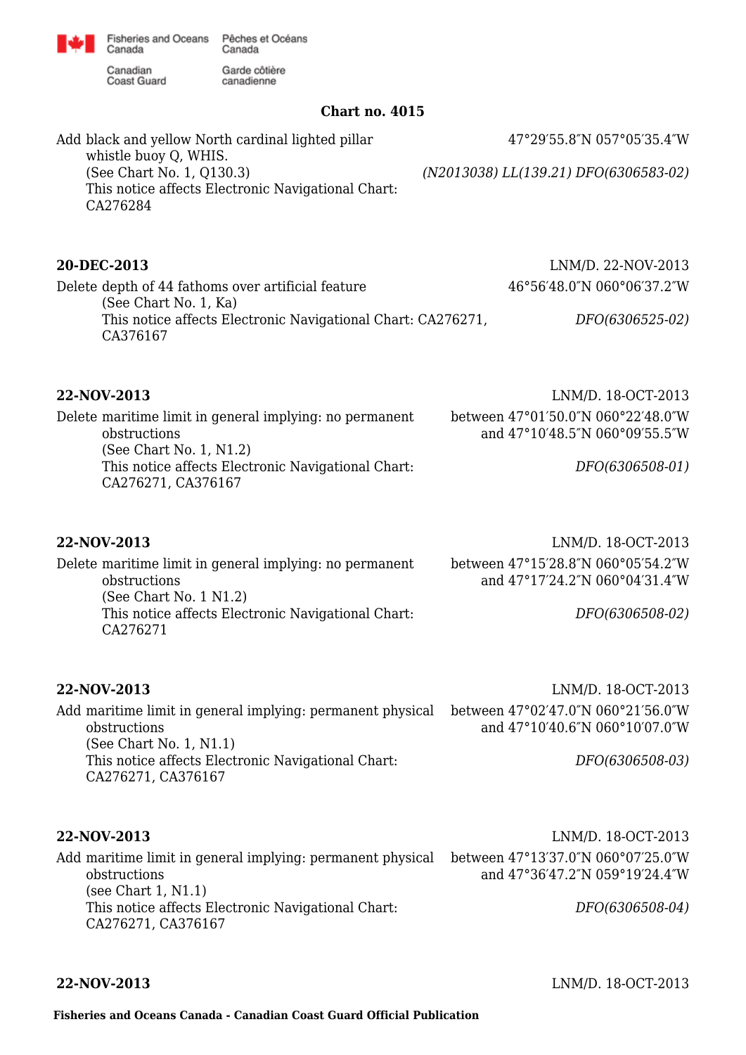## Chart no. 4015

Add black and yellow North cardinal lighted pillar whistle buoy Q, WHIS. — 47°29′55.8″N 057°05′35.4″W
(See Chart No. 1, Q130.3) — *(N2013038) LL(139.21) DFO(6306583-02)*
This notice affects Electronic Navigational Chart: CA276284

**20-DEC-2013** — LNM/D. 22-NOV-2013

Delete depth of 44 fathoms over artificial feature — 46°56′48.0″N 060°06′37.2″W
(See Chart No. 1, Ka)
This notice affects Electronic Navigational Chart: CA276271, CA376167 — *DFO(6306525-02)*

**22-NOV-2013** — LNM/D. 18-OCT-2013

Delete maritime limit in general implying: no permanent obstructions — between 47°01′50.0″N 060°22′48.0″W and 47°10′48.5″N 060°09′55.5″W
(See Chart No. 1, N1.2)
This notice affects Electronic Navigational Chart: CA276271, CA376167 — *DFO(6306508-01)*

**22-NOV-2013** — LNM/D. 18-OCT-2013

Delete maritime limit in general implying: no permanent obstructions — between 47°15′28.8″N 060°05′54.2″W and 47°17′24.2″N 060°04′31.4″W
(See Chart No. 1 N1.2)
This notice affects Electronic Navigational Chart: CA276271 — *DFO(6306508-02)*

**22-NOV-2013** — LNM/D. 18-OCT-2013

Add maritime limit in general implying: permanent physical obstructions — between 47°02′47.0″N 060°21′56.0″W and 47°10′40.6″N 060°10′07.0″W
(See Chart No. 1, N1.1)
This notice affects Electronic Navigational Chart: CA276271, CA376167 — *DFO(6306508-03)*

**22-NOV-2013** — LNM/D. 18-OCT-2013

Add maritime limit in general implying: permanent physical obstructions — between 47°13′37.0″N 060°07′25.0″W and 47°36′47.2″N 059°19′24.4″W
(see Chart 1, N1.1)
This notice affects Electronic Navigational Chart: CA276271, CA376167 — *DFO(6306508-04)*

**22-NOV-2013** — LNM/D. 18-OCT-2013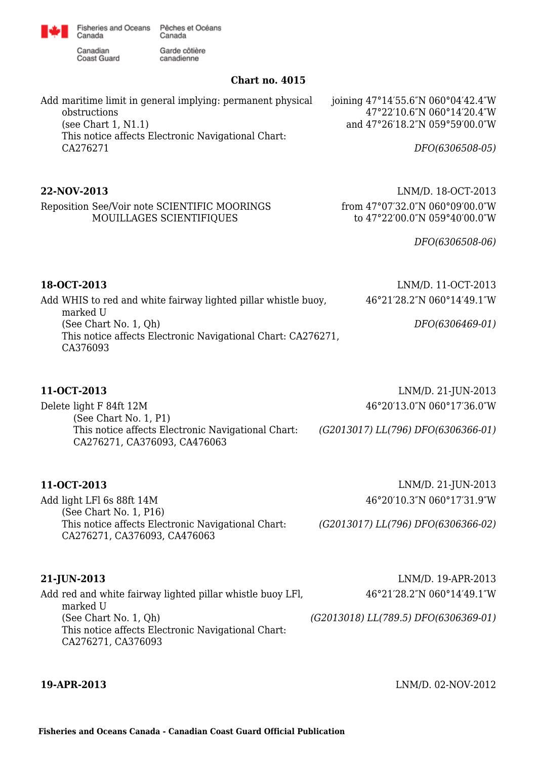## Chart no. 4015

Add maritime limit in general implying: permanent physical obstructions
(see Chart 1, N1.1)
This notice affects Electronic Navigational Chart: CA276271

joining 47°14′55.6″N 060°04′42.4″W
47°22′10.6″N 060°14′20.4″W
and 47°26′18.2″N 059°59′00.0″W

*DFO(6306508-05)*

**22-NOV-2013** LNM/D. 18-OCT-2013

Reposition See/Voir note SCIENTIFIC MOORINGS MOUILLAGES SCIENTIFIQUES

from 47°07′32.0″N 060°09′00.0″W
to 47°22′00.0″N 059°40′00.0″W

*DFO(6306508-06)*

**18-OCT-2013** LNM/D. 11-OCT-2013

Add WHIS to red and white fairway lighted pillar whistle buoy, marked U
(See Chart No. 1, Qh)
This notice affects Electronic Navigational Chart: CA276271, CA376093

46°21′28.2″N 060°14′49.1″W

*DFO(6306469-01)*

**11-OCT-2013** LNM/D. 21-JUN-2013

Delete light F 84ft 12M
(See Chart No. 1, P1)
This notice affects Electronic Navigational Chart: CA276271, CA376093, CA476063

46°20′13.0″N 060°17′36.0″W

*(G2013017) LL(796) DFO(6306366-01)*

**11-OCT-2013** LNM/D. 21-JUN-2013

Add light LFl 6s 88ft 14M
(See Chart No. 1, P16)
This notice affects Electronic Navigational Chart: CA276271, CA376093, CA476063

46°20′10.3″N 060°17′31.9″W

*(G2013017) LL(796) DFO(6306366-02)*

**21-JUN-2013** LNM/D. 19-APR-2013

Add red and white fairway lighted pillar whistle buoy LFl, marked U
(See Chart No. 1, Qh)
This notice affects Electronic Navigational Chart: CA276271, CA376093

46°21′28.2″N 060°14′49.1″W

*(G2013018) LL(789.5) DFO(6306369-01)*

**19-APR-2013** LNM/D. 02-NOV-2012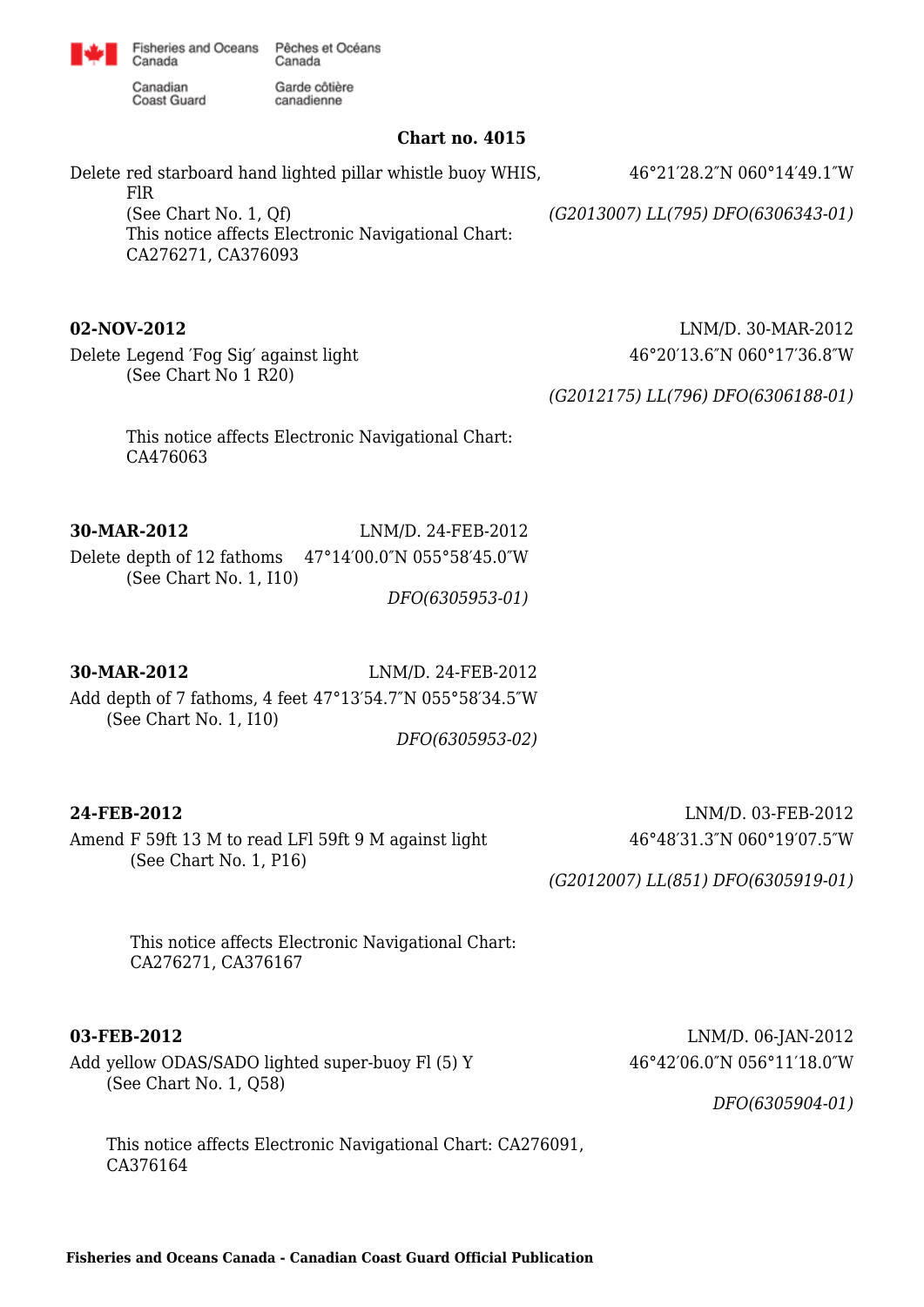**Chart no. 4015**

Delete red starboard hand lighted pillar whistle buoy WHIS, FlR
(See Chart No. 1, Qf)
This notice affects Electronic Navigational Chart: CA276271, CA376093

46°21′28.2″N 060°14′49.1″W
*(G2013007) LL(795) DFO(6306343-01)*

**02-NOV-2012** LNM/D. 30-MAR-2012

Delete Legend ′Fog Sig′ against light
(See Chart No 1 R20)

46°20′13.6″N 060°17′36.8″W
*(G2012175) LL(796) DFO(6306188-01)*

This notice affects Electronic Navigational Chart: CA476063

**30-MAR-2012** LNM/D. 24-FEB-2012

Delete depth of 12 fathoms 47°14′00.0″N 055°58′45.0″W
(See Chart No. 1, I10)
*DFO(6305953-01)*

**30-MAR-2012** LNM/D. 24-FEB-2012

Add depth of 7 fathoms, 4 feet 47°13′54.7″N 055°58′34.5″W
(See Chart No. 1, I10)
*DFO(6305953-02)*

**24-FEB-2012** LNM/D. 03-FEB-2012

Amend F 59ft 13 M to read LFl 59ft 9 M against light
(See Chart No. 1, P16)

46°48′31.3″N 060°19′07.5″W
*(G2012007) LL(851) DFO(6305919-01)*

This notice affects Electronic Navigational Chart: CA276271, CA376167

**03-FEB-2012** LNM/D. 06-JAN-2012

Add yellow ODAS/SADO lighted super-buoy Fl (5) Y
(See Chart No. 1, Q58)

46°42′06.0″N 056°11′18.0″W
*DFO(6305904-01)*

This notice affects Electronic Navigational Chart: CA276091, CA376164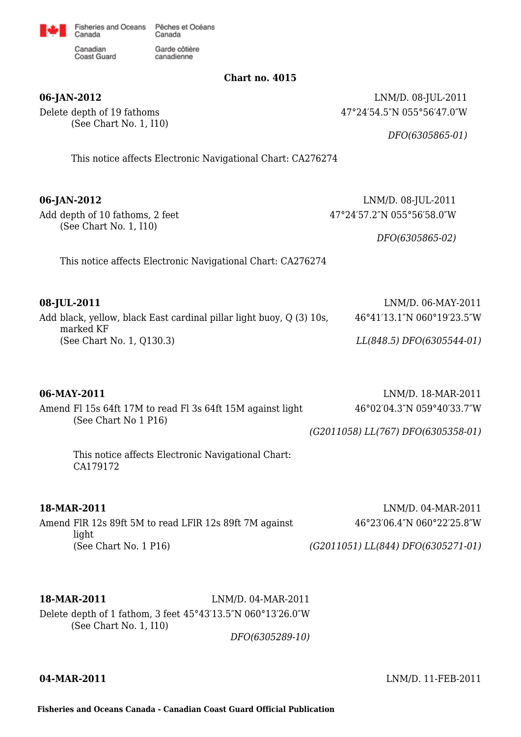**Chart no. 4015**

**06-JAN-2012** LNM/D. 08-JUL-2011

Delete depth of 19 fathoms 47°24′54.5″N 055°56′47.0″W

(See Chart No. 1, I10)

*DFO(6305865-01)*

This notice affects Electronic Navigational Chart: CA276274

**06-JAN-2012** LNM/D. 08-JUL-2011

Add depth of 10 fathoms, 2 feet 47°24′57.2″N 055°56′58.0″W

(See Chart No. 1, I10)

*DFO(6305865-02)*

This notice affects Electronic Navigational Chart: CA276274

**08-JUL-2011** LNM/D. 06-MAY-2011

Add black, yellow, black East cardinal pillar light buoy, Q (3) 10s, marked KF 46°41′13.1″N 060°19′23.5″W

(See Chart No. 1, Q130.3)

*LL(848.5) DFO(6305544-01)*

**06-MAY-2011** LNM/D. 18-MAR-2011

Amend Fl 15s 64ft 17M to read Fl 3s 64ft 15M against light 46°02′04.3″N 059°40′33.7″W

(See Chart No 1 P16)

*(G2011058) LL(767) DFO(6305358-01)*

This notice affects Electronic Navigational Chart: CA179172

**18-MAR-2011** LNM/D. 04-MAR-2011

Amend FlR 12s 89ft 5M to read LFlR 12s 89ft 7M against light 46°23′06.4″N 060°22′25.8″W

(See Chart No. 1 P16)

*(G2011051) LL(844) DFO(6305271-01)*

**18-MAR-2011** LNM/D. 04-MAR-2011

Delete depth of 1 fathom, 3 feet 45°43′13.5″N 060°13′26.0″W

(See Chart No. 1, I10)

*DFO(6305289-10)*

**04-MAR-2011** LNM/D. 11-FEB-2011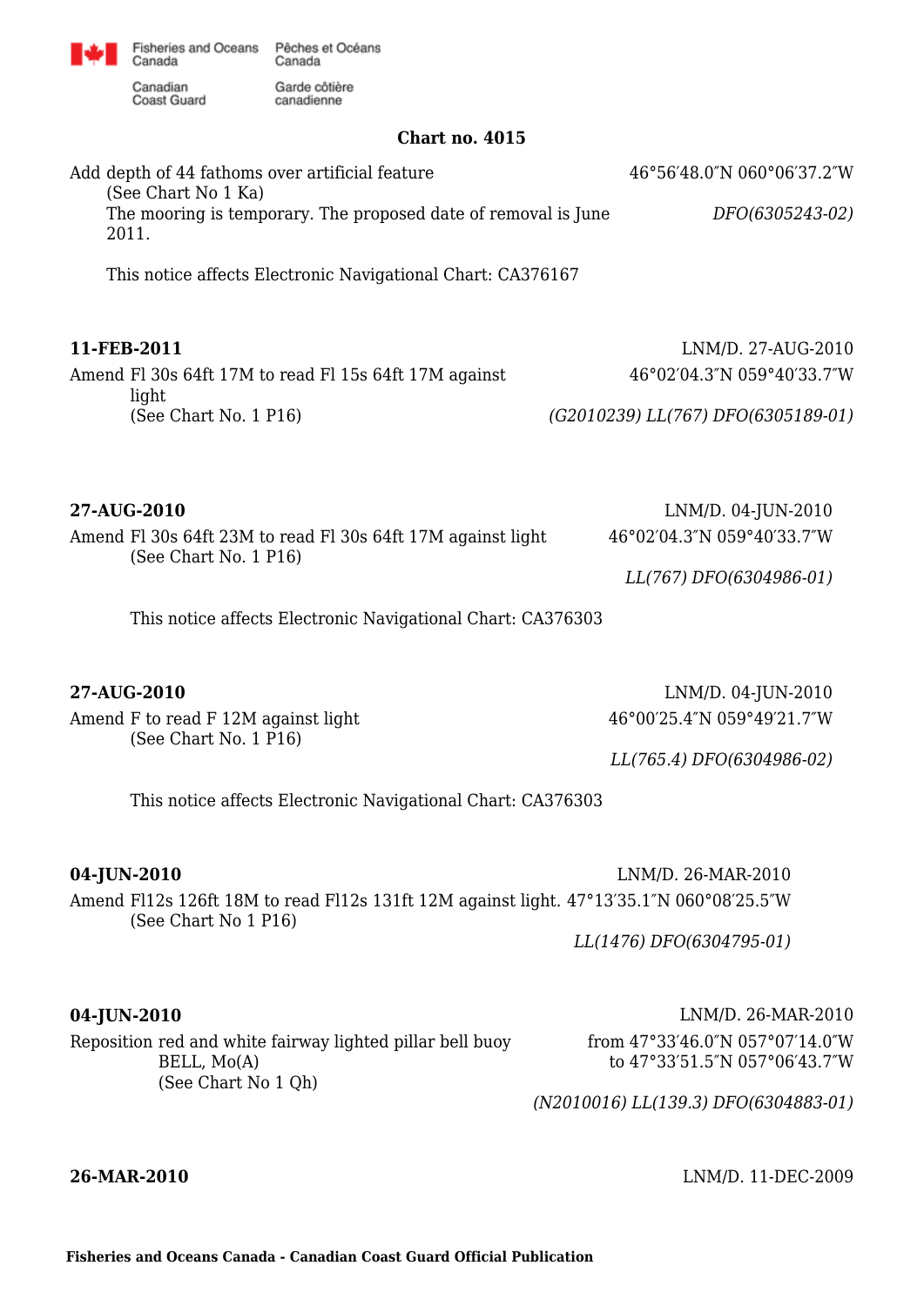**Chart no. 4015**

Add depth of 44 fathoms over artificial feature 46°56′48.0″N 060°06′37.2″W
(See Chart No 1 Ka)
The mooring is temporary. The proposed date of removal is June 2011. *DFO(6305243-02)*

This notice affects Electronic Navigational Chart: CA376167

**11-FEB-2011** LNM/D. 27-AUG-2010

Amend Fl 30s 64ft 17M to read Fl 15s 64ft 17M against light 46°02′04.3″N 059°40′33.7″W
(See Chart No. 1 P16)
*(G2010239) LL(767) DFO(6305189-01)*

**27-AUG-2010** LNM/D. 04-JUN-2010

Amend Fl 30s 64ft 23M to read Fl 30s 64ft 17M against light 46°02′04.3″N 059°40′33.7″W
(See Chart No. 1 P16)
*LL(767) DFO(6304986-01)*

This notice affects Electronic Navigational Chart: CA376303

**27-AUG-2010** LNM/D. 04-JUN-2010

Amend F to read F 12M against light 46°00′25.4″N 059°49′21.7″W
(See Chart No. 1 P16)
*LL(765.4) DFO(6304986-02)*

This notice affects Electronic Navigational Chart: CA376303

**04-JUN-2010** LNM/D. 26-MAR-2010

Amend Fl12s 126ft 18M to read Fl12s 131ft 12M against light. 47°13′35.1″N 060°08′25.5″W
(See Chart No 1 P16)
*LL(1476) DFO(6304795-01)*

**04-JUN-2010** LNM/D. 26-MAR-2010

Reposition red and white fairway lighted pillar bell buoy BELL, Mo(A) from 47°33′46.0″N 057°07′14.0″W to 47°33′51.5″N 057°06′43.7″W
(See Chart No 1 Qh)
*(N2010016) LL(139.3) DFO(6304883-01)*

**26-MAR-2010** LNM/D. 11-DEC-2009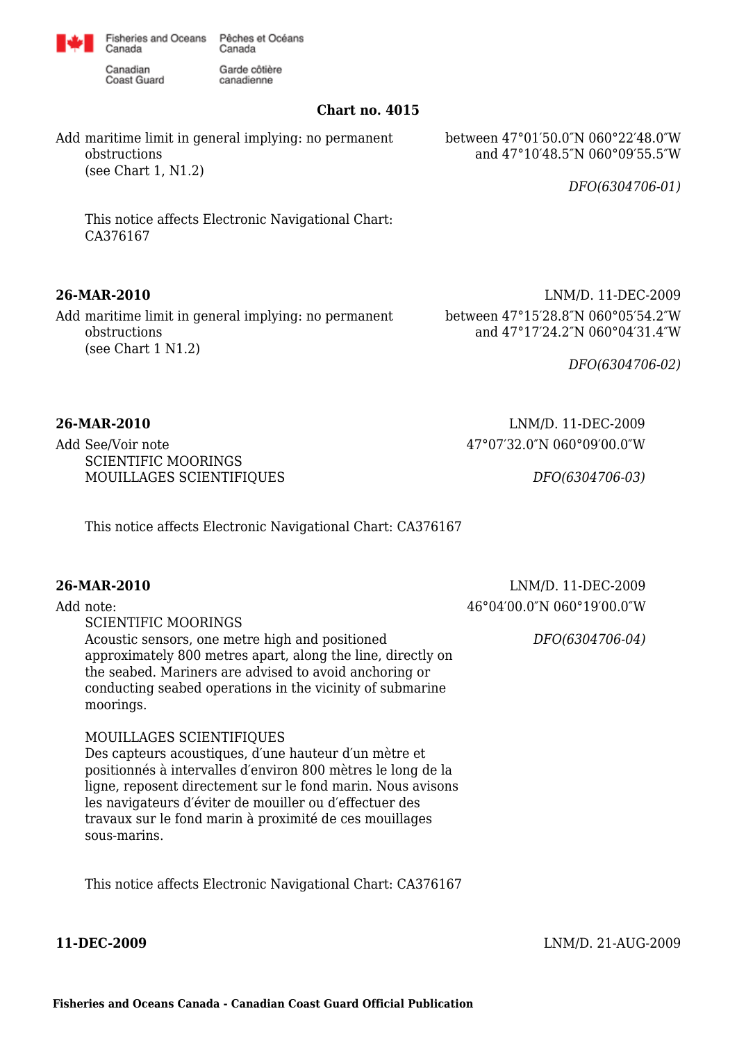**Chart no. 4015**

Add maritime limit in general implying: no permanent obstructions
(see Chart 1, N1.2)

between 47°01′50.0″N 060°22′48.0″W
and 47°10′48.5″N 060°09′55.5″W

*DFO(6304706-01)*

This notice affects Electronic Navigational Chart: CA376167

**26-MAR-2010** LNM/D. 11-DEC-2009

Add maritime limit in general implying: no permanent obstructions
(see Chart 1 N1.2)

between 47°15′28.8″N 060°05′54.2″W
and 47°17′24.2″N 060°04′31.4″W

*DFO(6304706-02)*

**26-MAR-2010** LNM/D. 11-DEC-2009

Add See/Voir note
SCIENTIFIC MOORINGS
MOUILLAGES SCIENTIFIQUES

47°07′32.0″N 060°09′00.0″W

*DFO(6304706-03)*

This notice affects Electronic Navigational Chart: CA376167

**26-MAR-2010** LNM/D. 11-DEC-2009

Add note:

46°04′00.0″N 060°19′00.0″W

*DFO(6304706-04)*

SCIENTIFIC MOORINGS
Acoustic sensors, one metre high and positioned approximately 800 metres apart, along the line, directly on the seabed. Mariners are advised to avoid anchoring or conducting seabed operations in the vicinity of submarine moorings.

MOUILLAGES SCIENTIFIQUES
Des capteurs acoustiques, d′une hauteur d′un mètre et positionnés à intervalles d′environ 800 mètres le long de la ligne, reposent directement sur le fond marin. Nous avisons les navigateurs d′éviter de mouiller ou d′effectuer des travaux sur le fond marin à proximité de ces mouillages sous-marins.

This notice affects Electronic Navigational Chart: CA376167

**11-DEC-2009** LNM/D. 21-AUG-2009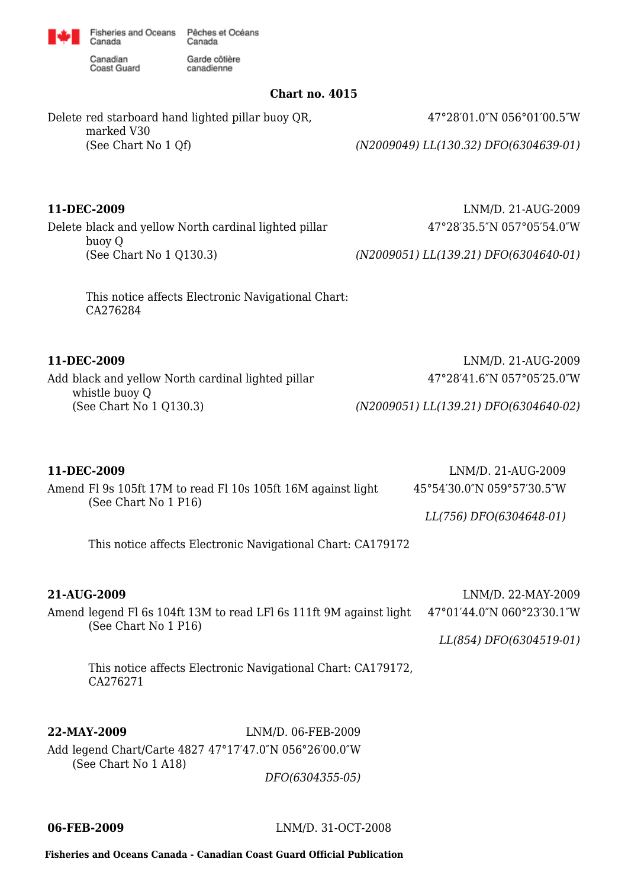## Chart no. 4015

Delete red starboard hand lighted pillar buoy QR, marked V30 — 47°28′01.0″N 056°01′00.5″W
(See Chart No 1 Qf)
*(N2009049) LL(130.32) DFO(6304639-01)*

**11-DEC-2009** — LNM/D. 21-AUG-2009

Delete black and yellow North cardinal lighted pillar buoy Q — 47°28′35.5″N 057°05′54.0″W
(See Chart No 1 Q130.3)
*(N2009051) LL(139.21) DFO(6304640-01)*

This notice affects Electronic Navigational Chart: CA276284

**11-DEC-2009** — LNM/D. 21-AUG-2009

Add black and yellow North cardinal lighted pillar whistle buoy Q — 47°28′41.6″N 057°05′25.0″W
(See Chart No 1 Q130.3)
*(N2009051) LL(139.21) DFO(6304640-02)*

**11-DEC-2009** — LNM/D. 21-AUG-2009

Amend Fl 9s 105ft 17M to read Fl 10s 105ft 16M against light — 45°54′30.0″N 059°57′30.5″W
(See Chart No 1 P16)
*LL(756) DFO(6304648-01)*

This notice affects Electronic Navigational Chart: CA179172

**21-AUG-2009** — LNM/D. 22-MAY-2009

Amend legend Fl 6s 104ft 13M to read LFl 6s 111ft 9M against light — 47°01′44.0″N 060°23′30.1″W
(See Chart No 1 P16)
*LL(854) DFO(6304519-01)*

This notice affects Electronic Navigational Chart: CA179172, CA276271

**22-MAY-2009** — LNM/D. 06-FEB-2009

Add legend Chart/Carte 4827 47°17′47.0″N 056°26′00.0″W
(See Chart No 1 A18)
*DFO(6304355-05)*

**06-FEB-2009** — LNM/D. 31-OCT-2008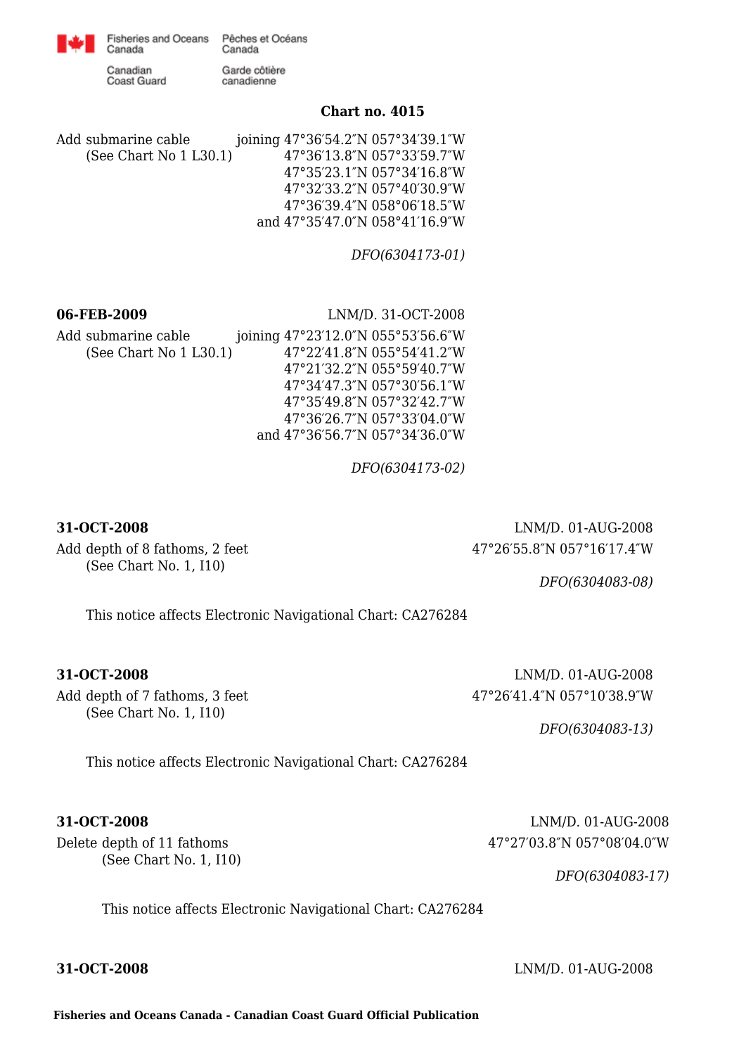**Chart no. 4015**

Add submarine cable joining 47°36′54.2″N 057°34′39.1″W
(See Chart No 1 L30.1) 47°36′13.8″N 057°33′59.7″W
47°35′23.1″N 057°34′16.8″W
47°32′33.2″N 057°40′30.9″W
47°36′39.4″N 058°06′18.5″W
and 47°35′47.0″N 058°41′16.9″W

*DFO(6304173-01)*

**06-FEB-2009** LNM/D. 31-OCT-2008

Add submarine cable joining 47°23′12.0″N 055°53′56.6″W
(See Chart No 1 L30.1) 47°22′41.8″N 055°54′41.2″W
47°21′32.2″N 055°59′40.7″W
47°34′47.3″N 057°30′56.1″W
47°35′49.8″N 057°32′42.7″W
47°36′26.7″N 057°33′04.0″W
and 47°36′56.7″N 057°34′36.0″W

*DFO(6304173-02)*

**31-OCT-2008** LNM/D. 01-AUG-2008

Add depth of 8 fathoms, 2 feet 47°26′55.8″N 057°16′17.4″W
(See Chart No. 1, I10)

*DFO(6304083-08)*

This notice affects Electronic Navigational Chart: CA276284

**31-OCT-2008** LNM/D. 01-AUG-2008

Add depth of 7 fathoms, 3 feet 47°26′41.4″N 057°10′38.9″W
(See Chart No. 1, I10)

*DFO(6304083-13)*

This notice affects Electronic Navigational Chart: CA276284

**31-OCT-2008** LNM/D. 01-AUG-2008

Delete depth of 11 fathoms 47°27′03.8″N 057°08′04.0″W
(See Chart No. 1, I10)

*DFO(6304083-17)*

This notice affects Electronic Navigational Chart: CA276284

**31-OCT-2008** LNM/D. 01-AUG-2008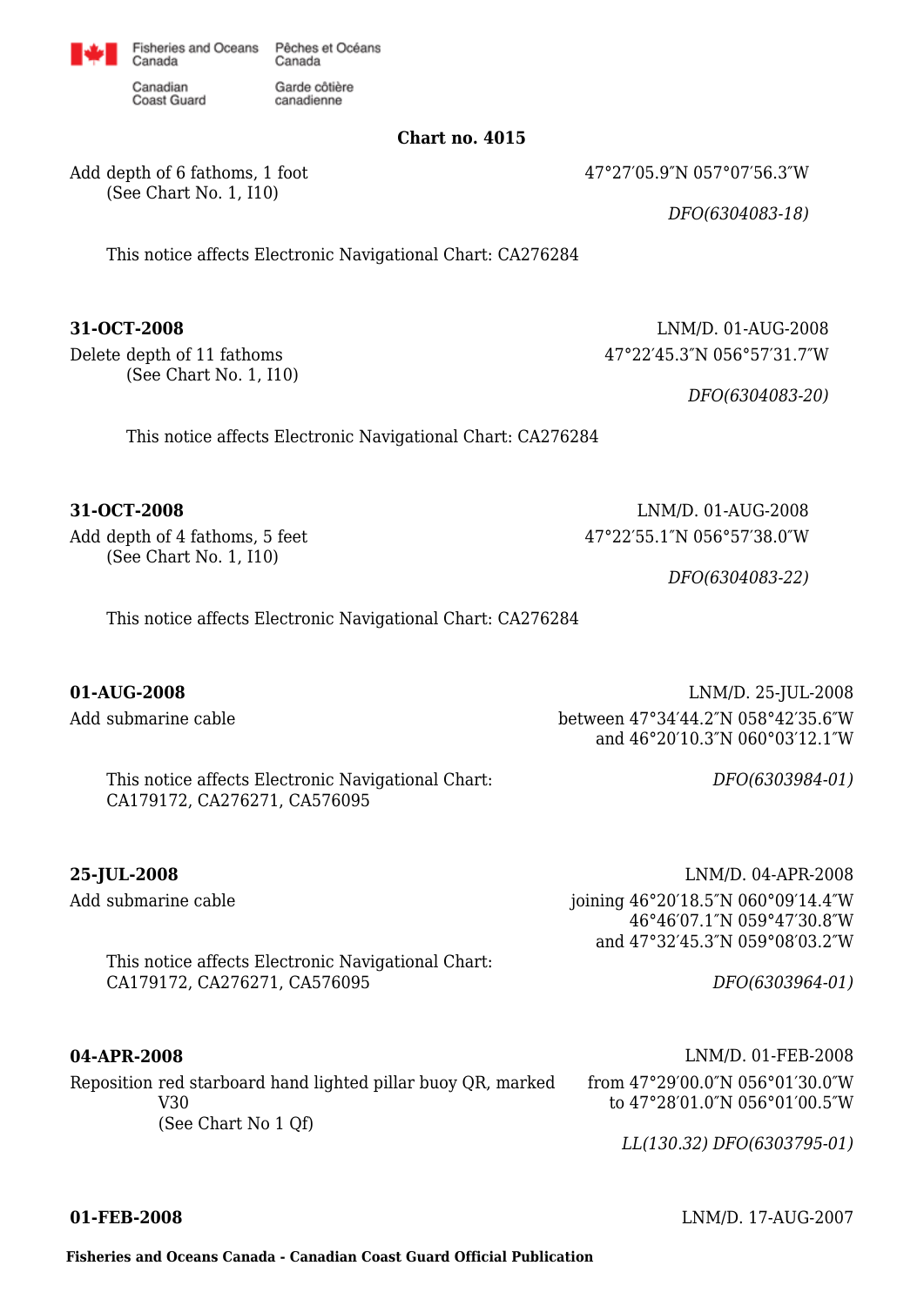**Chart no. 4015**

Add depth of 6 fathoms, 1 foot
(See Chart No. 1, I10)

47°27′05.9″N 057°07′56.3″W

*DFO(6304083-18)*

This notice affects Electronic Navigational Chart: CA276284

**31-OCT-2008**

LNM/D. 01-AUG-2008

Delete depth of 11 fathoms
(See Chart No. 1, I10)

47°22′45.3″N 056°57′31.7″W

*DFO(6304083-20)*

This notice affects Electronic Navigational Chart: CA276284

**31-OCT-2008**

LNM/D. 01-AUG-2008

Add depth of 4 fathoms, 5 feet
(See Chart No. 1, I10)

47°22′55.1″N 056°57′38.0″W

*DFO(6304083-22)*

This notice affects Electronic Navigational Chart: CA276284

**01-AUG-2008**

LNM/D. 25-JUL-2008

Add submarine cable

between 47°34′44.2″N 058°42′35.6″W
and 46°20′10.3″N 060°03′12.1″W

This notice affects Electronic Navigational Chart:
CA179172, CA276271, CA576095

*DFO(6303984-01)*

**25-JUL-2008**

LNM/D. 04-APR-2008

Add submarine cable

joining 46°20′18.5″N 060°09′14.4″W
46°46′07.1″N 059°47′30.8″W
and 47°32′45.3″N 059°08′03.2″W

This notice affects Electronic Navigational Chart:
CA179172, CA276271, CA576095

*DFO(6303964-01)*

**04-APR-2008**

LNM/D. 01-FEB-2008

Reposition red starboard hand lighted pillar buoy QR, marked V30
(See Chart No 1 Qf)

from 47°29′00.0″N 056°01′30.0″W
to 47°28′01.0″N 056°01′00.5″W

*LL(130.32) DFO(6303795-01)*

**01-FEB-2008**

LNM/D. 17-AUG-2007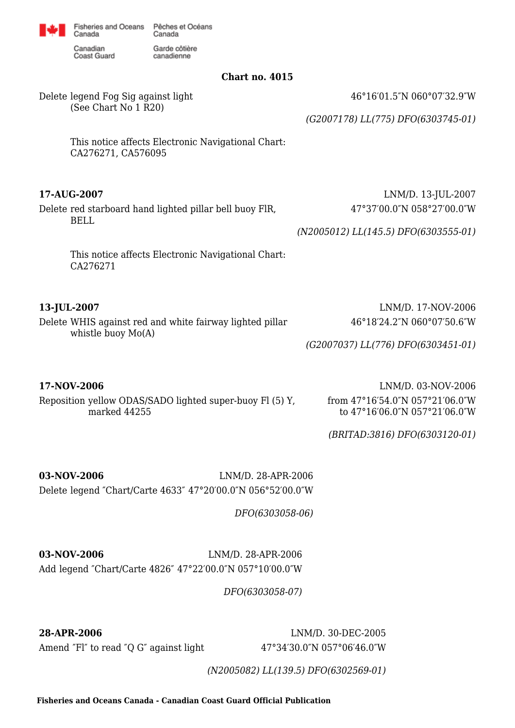**Chart no. 4015**

Delete legend Fog Sig against light (See Chart No 1 R20)
46°16′01.5″N 060°07′32.9″W

*(G2007178) LL(775) DFO(6303745-01)*

This notice affects Electronic Navigational Chart: CA276271, CA576095

**17-AUG-2007**
LNM/D. 13-JUL-2007

Delete red starboard hand lighted pillar bell buoy FlR, BELL
47°37′00.0″N 058°27′00.0″W

*(N2005012) LL(145.5) DFO(6303555-01)*

This notice affects Electronic Navigational Chart: CA276271

**13-JUL-2007**
LNM/D. 17-NOV-2006

Delete WHIS against red and white fairway lighted pillar whistle buoy Mo(A)
46°18′24.2″N 060°07′50.6″W

*(G2007037) LL(776) DFO(6303451-01)*

**17-NOV-2006**
LNM/D. 03-NOV-2006

Reposition yellow ODAS/SADO lighted super-buoy Fl (5) Y, marked 44255
from 47°16′54.0″N 057°21′06.0″W
to 47°16′06.0″N 057°21′06.0″W

*(BRITAD:3816) DFO(6303120-01)*

**03-NOV-2006**
LNM/D. 28-APR-2006

Delete legend ″Chart/Carte 4633″ 47°20′00.0″N 056°52′00.0″W

*DFO(6303058-06)*

**03-NOV-2006**
LNM/D. 28-APR-2006

Add legend ″Chart/Carte 4826″ 47°22′00.0″N 057°10′00.0″W

*DFO(6303058-07)*

**28-APR-2006**
LNM/D. 30-DEC-2005

Amend ″Fl″ to read ″Q G″ against light
47°34′30.0″N 057°06′46.0″W

*(N2005082) LL(139.5) DFO(6302569-01)*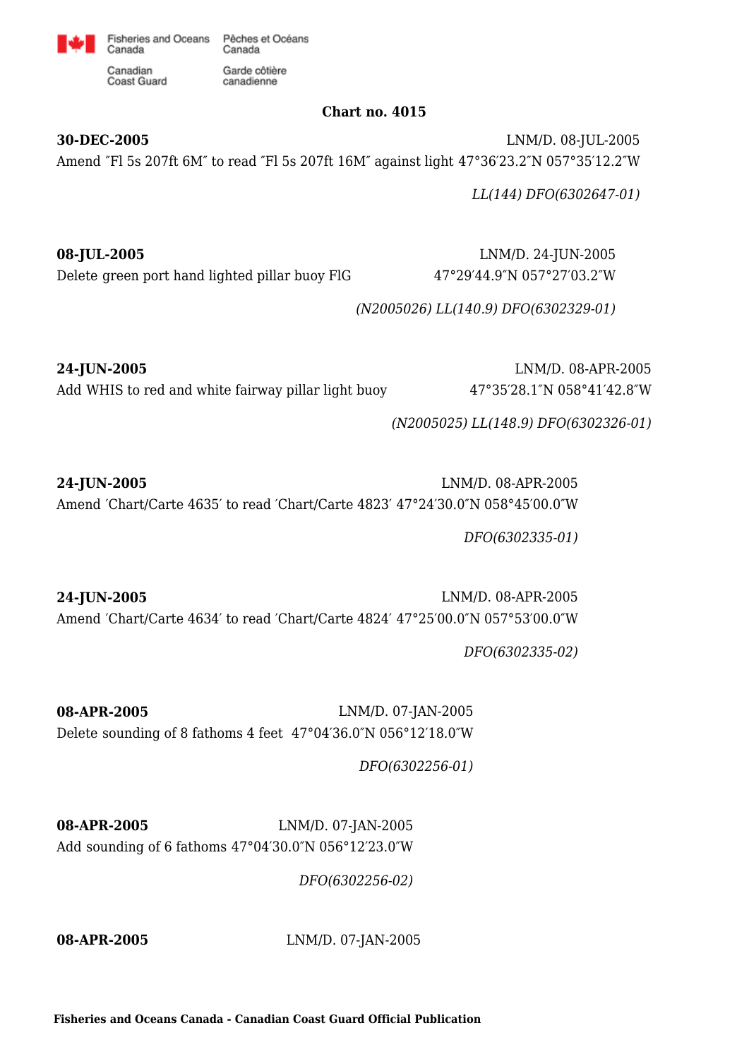**Chart no. 4015**

**30-DEC-2005** LNM/D. 08-JUL-2005

Amend ″Fl 5s 207ft 6M″ to read ″Fl 5s 207ft 16M″ against light 47°36′23.2″N 057°35′12.2″W

*LL(144) DFO(6302647-01)*

**08-JUL-2005** LNM/D. 24-JUN-2005

Delete green port hand lighted pillar buoy FlG 47°29′44.9″N 057°27′03.2″W

*(N2005026) LL(140.9) DFO(6302329-01)*

**24-JUN-2005** LNM/D. 08-APR-2005

Add WHIS to red and white fairway pillar light buoy 47°35′28.1″N 058°41′42.8″W

*(N2005025) LL(148.9) DFO(6302326-01)*

**24-JUN-2005** LNM/D. 08-APR-2005

Amend ′Chart/Carte 4635′ to read ′Chart/Carte 4823′ 47°24′30.0″N 058°45′00.0″W

*DFO(6302335-01)*

**24-JUN-2005** LNM/D. 08-APR-2005

Amend ′Chart/Carte 4634′ to read ′Chart/Carte 4824′ 47°25′00.0″N 057°53′00.0″W

*DFO(6302335-02)*

**08-APR-2005** LNM/D. 07-JAN-2005

Delete sounding of 8 fathoms 4 feet 47°04′36.0″N 056°12′18.0″W

*DFO(6302256-01)*

**08-APR-2005** LNM/D. 07-JAN-2005

Add sounding of 6 fathoms 47°04′30.0″N 056°12′23.0″W

*DFO(6302256-02)*

**08-APR-2005** LNM/D. 07-JAN-2005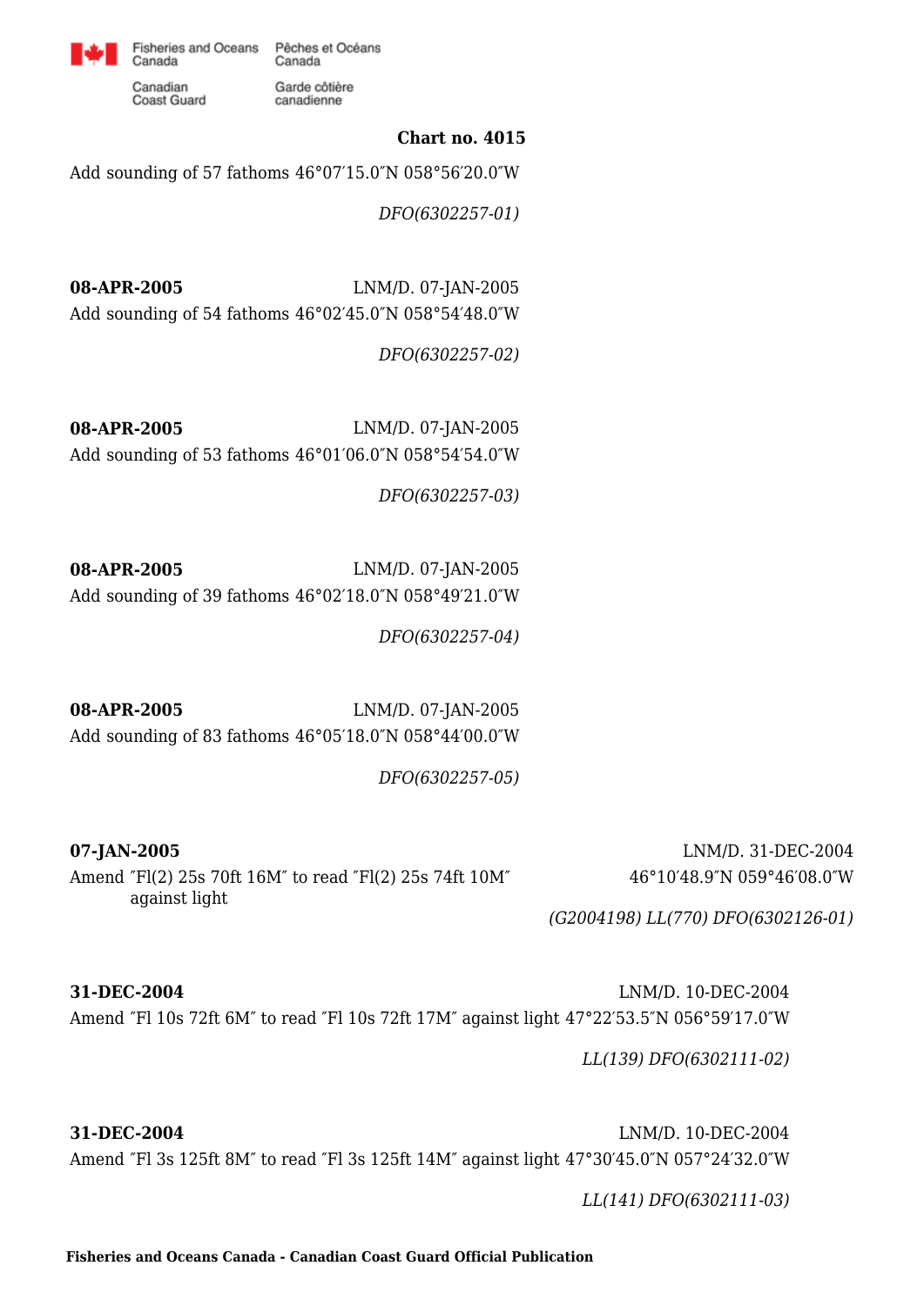**Chart no. 4015**

Add sounding of 57 fathoms 46°07′15.0″N 058°56′20.0″W

*DFO(6302257-01)*

**08-APR-2005** LNM/D. 07-JAN-2005

Add sounding of 54 fathoms 46°02′45.0″N 058°54′48.0″W

*DFO(6302257-02)*

**08-APR-2005** LNM/D. 07-JAN-2005

Add sounding of 53 fathoms 46°01′06.0″N 058°54′54.0″W

*DFO(6302257-03)*

**08-APR-2005** LNM/D. 07-JAN-2005

Add sounding of 39 fathoms 46°02′18.0″N 058°49′21.0″W

*DFO(6302257-04)*

**08-APR-2005** LNM/D. 07-JAN-2005

Add sounding of 83 fathoms 46°05′18.0″N 058°44′00.0″W

*DFO(6302257-05)*

**07-JAN-2005** LNM/D. 31-DEC-2004

Amend ″Fl(2) 25s 70ft 16M″ to read ″Fl(2) 25s 74ft 10M″ against light 46°10′48.9″N 059°46′08.0″W

*(G2004198) LL(770) DFO(6302126-01)*

**31-DEC-2004** LNM/D. 10-DEC-2004

Amend ″Fl 10s 72ft 6M″ to read ″Fl 10s 72ft 17M″ against light 47°22′53.5″N 056°59′17.0″W

*LL(139) DFO(6302111-02)*

**31-DEC-2004** LNM/D. 10-DEC-2004

Amend ″Fl 3s 125ft 8M″ to read ″Fl 3s 125ft 14M″ against light 47°30′45.0″N 057°24′32.0″W

*LL(141) DFO(6302111-03)*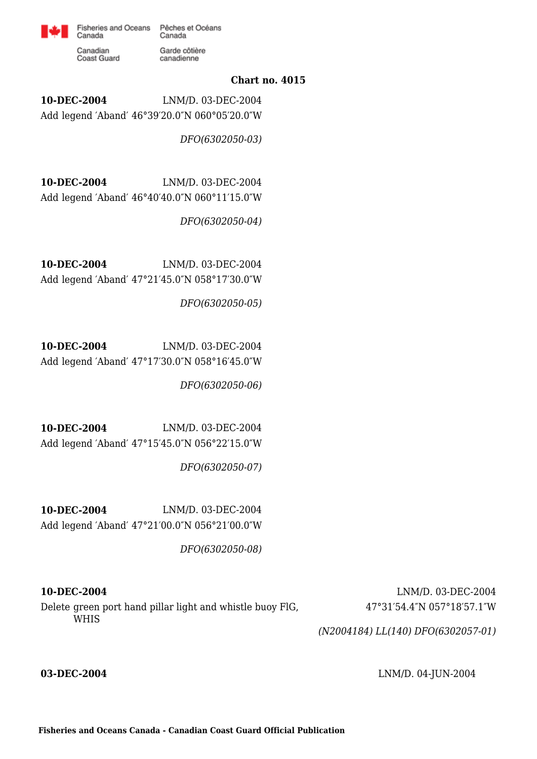**Chart no. 4015**

**10-DEC-2004** LNM/D. 03-DEC-2004

Add legend ′Aband′ 46°39′20.0″N 060°05′20.0″W

*DFO(6302050-03)*

**10-DEC-2004** LNM/D. 03-DEC-2004

Add legend ′Aband′ 46°40′40.0″N 060°11′15.0″W

*DFO(6302050-04)*

**10-DEC-2004** LNM/D. 03-DEC-2004

Add legend ′Aband′ 47°21′45.0″N 058°17′30.0″W

*DFO(6302050-05)*

**10-DEC-2004** LNM/D. 03-DEC-2004

Add legend ′Aband′ 47°17′30.0″N 058°16′45.0″W

*DFO(6302050-06)*

**10-DEC-2004** LNM/D. 03-DEC-2004

Add legend ′Aband′ 47°15′45.0″N 056°22′15.0″W

*DFO(6302050-07)*

**10-DEC-2004** LNM/D. 03-DEC-2004

Add legend ′Aband′ 47°21′00.0″N 056°21′00.0″W

*DFO(6302050-08)*

**10-DEC-2004** LNM/D. 03-DEC-2004

Delete green port hand pillar light and whistle buoy FlG, WHIS 47°31′54.4″N 057°18′57.1″W

*(N2004184) LL(140) DFO(6302057-01)*

**03-DEC-2004** LNM/D. 04-JUN-2004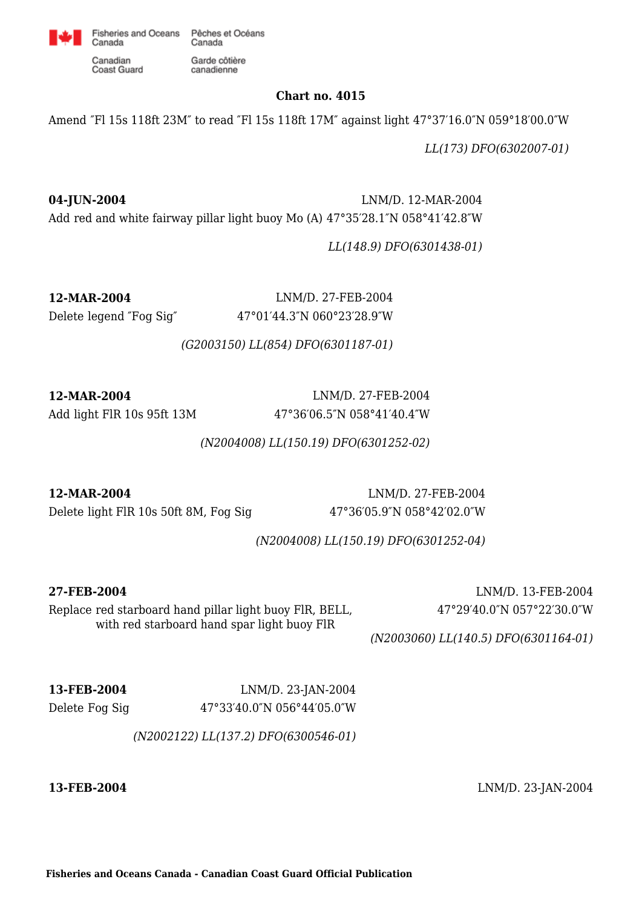**Chart no. 4015**

Amend ″Fl 15s 118ft 23M″ to read ″Fl 15s 118ft 17M″ against light 47°37′16.0″N 059°18′00.0″W

*LL(173) DFO(6302007-01)*

**04-JUN-2004** LNM/D. 12-MAR-2004

Add red and white fairway pillar light buoy Mo (A) 47°35′28.1″N 058°41′42.8″W

*LL(148.9) DFO(6301438-01)*

**12-MAR-2004** LNM/D. 27-FEB-2004

Delete legend ″Fog Sig″ 47°01′44.3″N 060°23′28.9″W

*(G2003150) LL(854) DFO(6301187-01)*

**12-MAR-2004** LNM/D. 27-FEB-2004

Add light FlR 10s 95ft 13M 47°36′06.5″N 058°41′40.4″W

*(N2004008) LL(150.19) DFO(6301252-02)*

**12-MAR-2004** LNM/D. 27-FEB-2004

Delete light FlR 10s 50ft 8M, Fog Sig 47°36′05.9″N 058°42′02.0″W

*(N2004008) LL(150.19) DFO(6301252-04)*

**27-FEB-2004** LNM/D. 13-FEB-2004

Replace red starboard hand pillar light buoy FlR, BELL, with red starboard hand spar light buoy FlR 47°29′40.0″N 057°22′30.0″W

*(N2003060) LL(140.5) DFO(6301164-01)*

**13-FEB-2004** LNM/D. 23-JAN-2004

Delete Fog Sig 47°33′40.0″N 056°44′05.0″W

*(N2002122) LL(137.2) DFO(6300546-01)*

**13-FEB-2004** LNM/D. 23-JAN-2004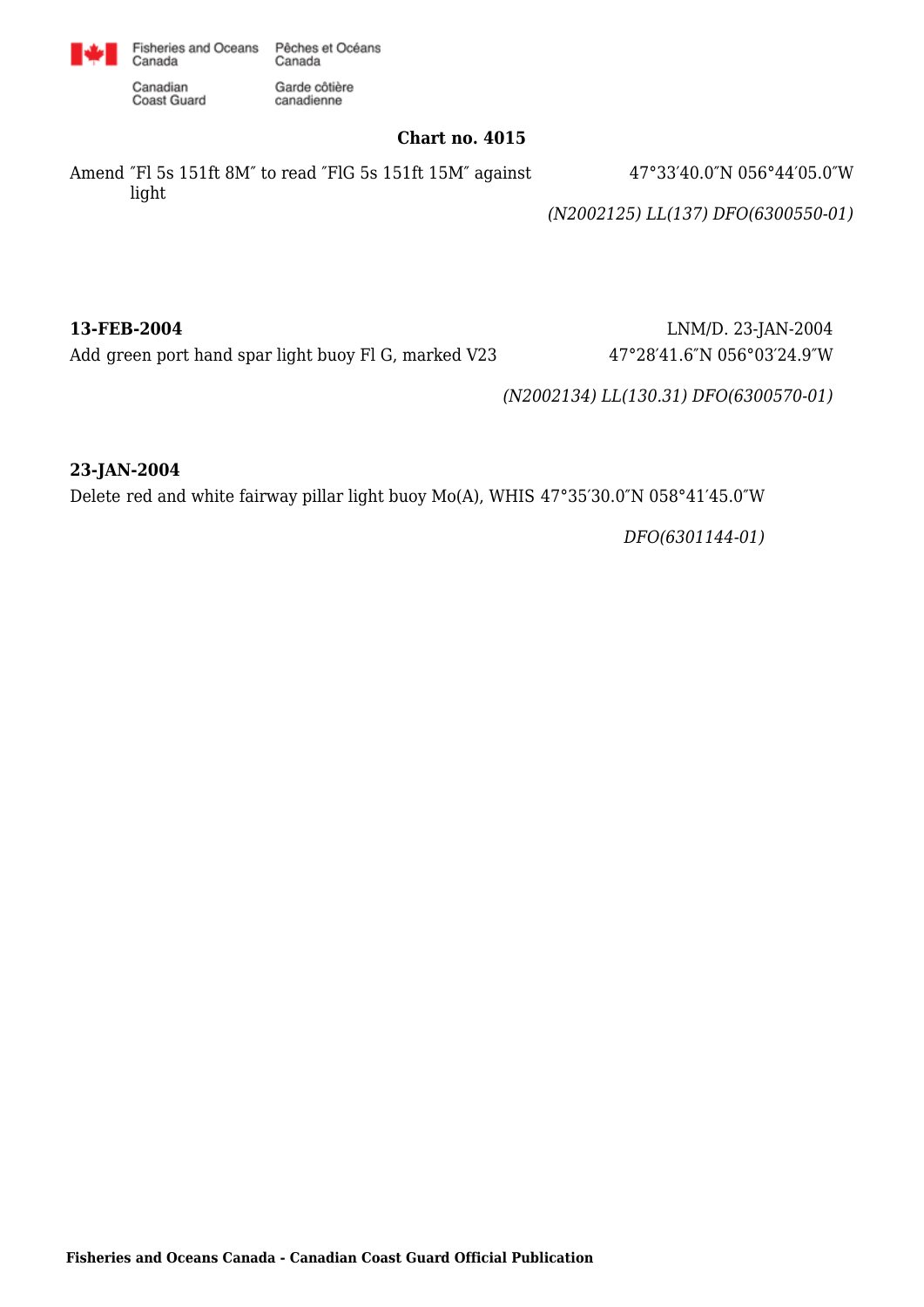**Chart no. 4015**

Amend ″Fl 5s 151ft 8M″ to read ″FlG 5s 151ft 15M″ against light

47°33′40.0″N 056°44′05.0″W

*(N2002125) LL(137) DFO(6300550-01)*

**13-FEB-2004**

LNM/D. 23-JAN-2004

Add green port hand spar light buoy Fl G, marked V23

47°28′41.6″N 056°03′24.9″W

*(N2002134) LL(130.31) DFO(6300570-01)*

**23-JAN-2004**

Delete red and white fairway pillar light buoy Mo(A), WHIS 47°35′30.0″N 058°41′45.0″W

*DFO(6301144-01)*

**Fisheries and Oceans Canada - Canadian Coast Guard Official Publication**